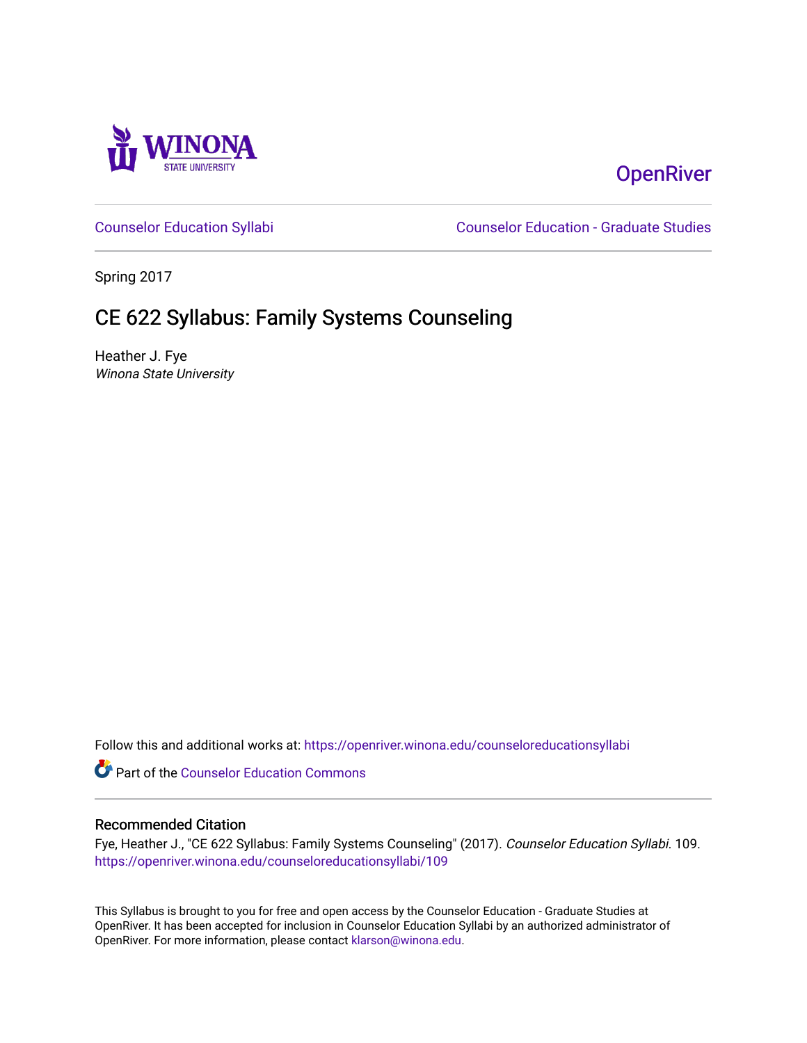Winona State University

OpenRiver

Counselor Education Syllabi | Counselor Education - Graduate Studies

Spring 2017

# CE 622 Syllabus: Family Systems Counseling

Heather J. Fye

*Winona State University*

Follow this and additional works at: https://openriver.winona.edu/counseloreducationsyllabi

Part of the Counselor Education Commons

## Recommended Citation

Fye, Heather J., "CE 622 Syllabus: Family Systems Counseling" (2017). *Counselor Education Syllabi*. 109. https://openriver.winona.edu/counseloreducationsyllabi/109

This Syllabus is brought to you for free and open access by the Counselor Education - Graduate Studies at OpenRiver. It has been accepted for inclusion in Counselor Education Syllabi by an authorized administrator of OpenRiver. For more information, please contact klarson@winona.edu.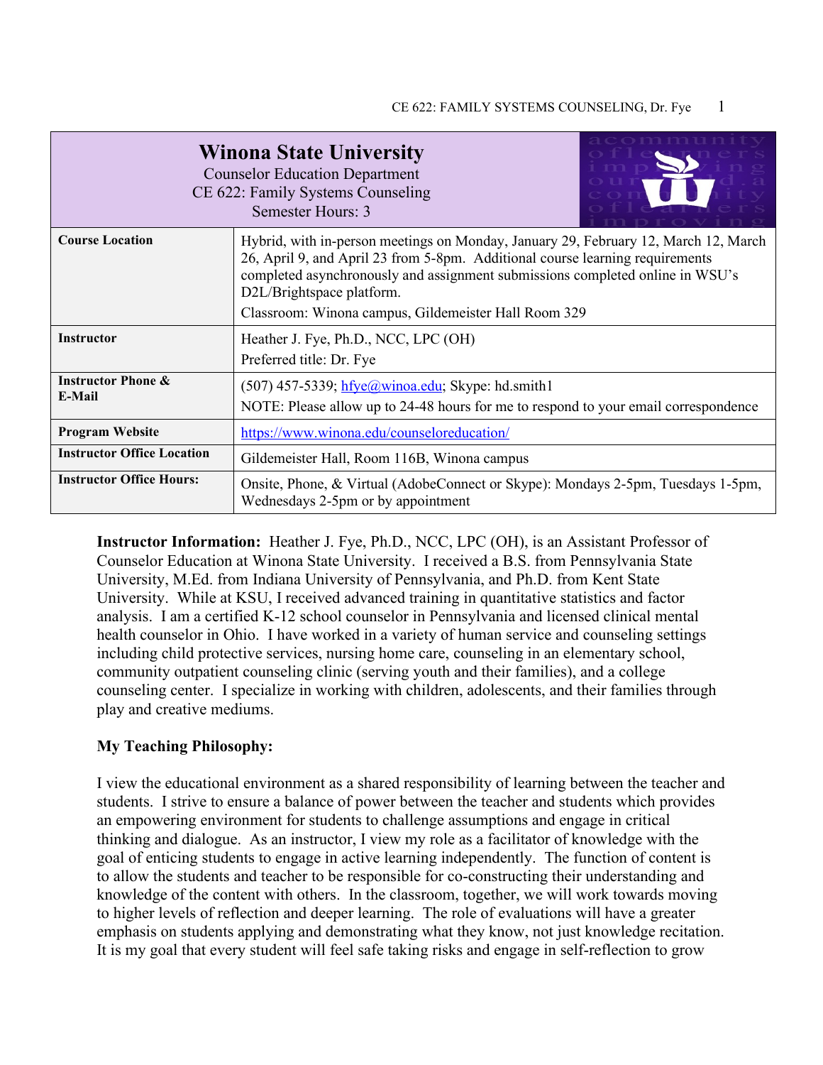| **Winona State University**<br>Counselor Education Department<br>CE 622: Family Systems Counseling<br>Semester Hours: 3 | |
|---|---|
| **Course Location** | Hybrid, with in-person meetings on Monday, January 29, February 12, March 12, March 26, April 9, and April 23 from 5-8pm. Additional course learning requirements completed asynchronously and assignment submissions completed online in WSU's D2L/Brightspace platform.<br>Classroom: Winona campus, Gildemeister Hall Room 329 |
| **Instructor** | Heather J. Fye, Ph.D., NCC, LPC (OH)<br>Preferred title: Dr. Fye |
| **Instructor Phone & E-Mail** | (507) 457-5339; hfye@winoa.edu; Skype: hd.smith1<br>NOTE: Please allow up to 24-48 hours for me to respond to your email correspondence |
| **Program Website** | https://www.winona.edu/counseloreducation/ |
| **Instructor Office Location** | Gildemeister Hall, Room 116B, Winona campus |
| **Instructor Office Hours:** | Onsite, Phone, & Virtual (AdobeConnect or Skype): Mondays 2-5pm, Tuesdays 1-5pm, Wednesdays 2-5pm or by appointment |

**Instructor Information:** Heather J. Fye, Ph.D., NCC, LPC (OH), is an Assistant Professor of Counselor Education at Winona State University. I received a B.S. from Pennsylvania State University, M.Ed. from Indiana University of Pennsylvania, and Ph.D. from Kent State University. While at KSU, I received advanced training in quantitative statistics and factor analysis. I am a certified K-12 school counselor in Pennsylvania and licensed clinical mental health counselor in Ohio. I have worked in a variety of human service and counseling settings including child protective services, nursing home care, counseling in an elementary school, community outpatient counseling clinic (serving youth and their families), and a college counseling center. I specialize in working with children, adolescents, and their families through play and creative mediums.

**My Teaching Philosophy:**

I view the educational environment as a shared responsibility of learning between the teacher and students. I strive to ensure a balance of power between the teacher and students which provides an empowering environment for students to challenge assumptions and engage in critical thinking and dialogue. As an instructor, I view my role as a facilitator of knowledge with the goal of enticing students to engage in active learning independently. The function of content is to allow the students and teacher to be responsible for co-constructing their understanding and knowledge of the content with others. In the classroom, together, we will work towards moving to higher levels of reflection and deeper learning. The role of evaluations will have a greater emphasis on students applying and demonstrating what they know, not just knowledge recitation. It is my goal that every student will feel safe taking risks and engage in self-reflection to grow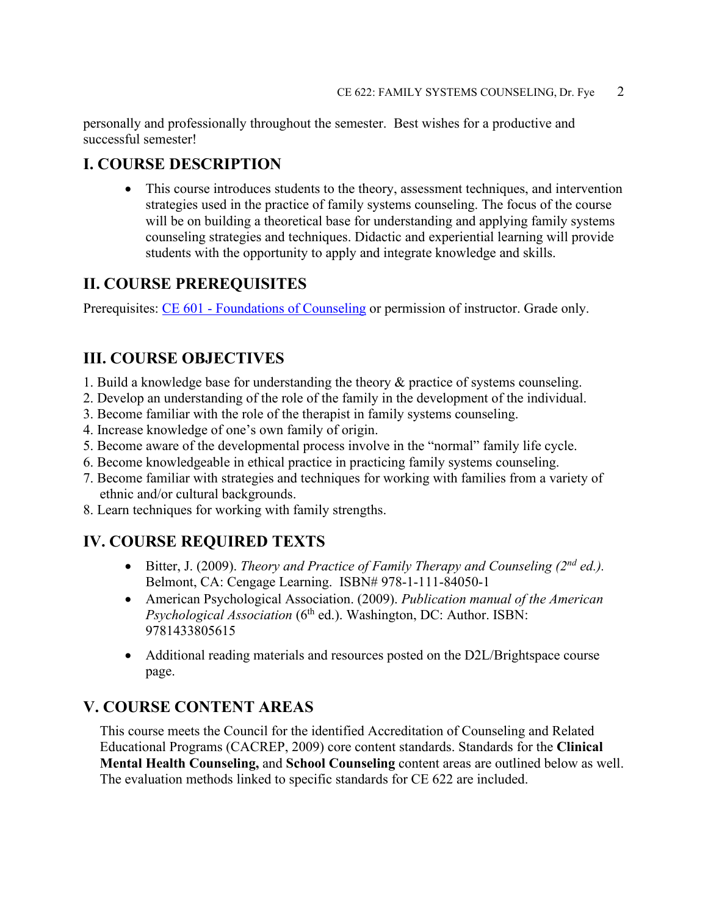personally and professionally throughout the semester. Best wishes for a productive and successful semester!

## I. COURSE DESCRIPTION

- This course introduces students to the theory, assessment techniques, and intervention strategies used in the practice of family systems counseling. The focus of the course will be on building a theoretical base for understanding and applying family systems counseling strategies and techniques. Didactic and experiential learning will provide students with the opportunity to apply and integrate knowledge and skills.

## II. COURSE PREREQUISITES

Prerequisites: CE 601 - Foundations of Counseling or permission of instructor. Grade only.

## III. COURSE OBJECTIVES

1. Build a knowledge base for understanding the theory & practice of systems counseling.
2. Develop an understanding of the role of the family in the development of the individual.
3. Become familiar with the role of the therapist in family systems counseling.
4. Increase knowledge of one's own family of origin.
5. Become aware of the developmental process involve in the "normal" family life cycle.
6. Become knowledgeable in ethical practice in practicing family systems counseling.
7. Become familiar with strategies and techniques for working with families from a variety of ethnic and/or cultural backgrounds.
8. Learn techniques for working with family strengths.

## IV. COURSE REQUIRED TEXTS

- Bitter, J. (2009). *Theory and Practice of Family Therapy and Counseling (2nd ed.).* Belmont, CA: Cengage Learning. ISBN# 978-1-111-84050-1
- American Psychological Association. (2009). *Publication manual of the American Psychological Association* (6th ed.). Washington, DC: Author. ISBN: 9781433805615
- Additional reading materials and resources posted on the D2L/Brightspace course page.

## V. COURSE CONTENT AREAS

This course meets the Council for the identified Accreditation of Counseling and Related Educational Programs (CACREP, 2009) core content standards. Standards for the **Clinical Mental Health Counseling,** and **School Counseling** content areas are outlined below as well. The evaluation methods linked to specific standards for CE 622 are included.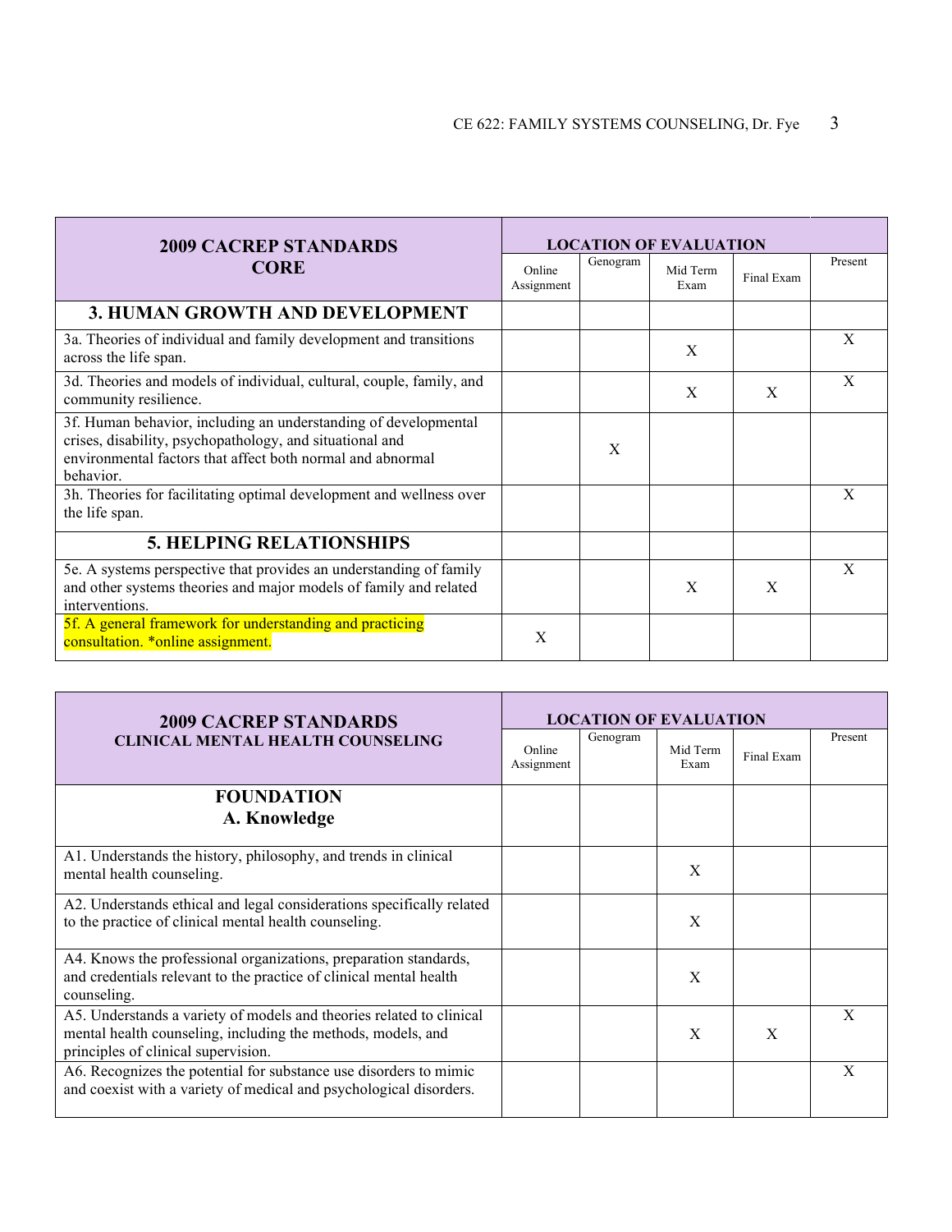| 2009 CACREP STANDARDS CORE | LOCATION OF EVALUATION | | | | |
|---|---|---|---|---|---|
| | Online Assignment | Genogram | Mid Term Exam | Final Exam | Present |
| **3. HUMAN GROWTH AND DEVELOPMENT** | | | | | |
| 3a. Theories of individual and family development and transitions across the life span. | | | X | | X |
| 3d. Theories and models of individual, cultural, couple, family, and community resilience. | | | X | X | X |
| 3f. Human behavior, including an understanding of developmental crises, disability, psychopathology, and situational and environmental factors that affect both normal and abnormal behavior. | | X | | | |
| 3h. Theories for facilitating optimal development and wellness over the life span. | | | | | X |
| **5. HELPING RELATIONSHIPS** | | | | | |
| 5e. A systems perspective that provides an understanding of family and other systems theories and major models of family and related interventions. | | | X | X | X |
| 5f. A general framework for understanding and practicing consultation. *online assignment. | X | | | | |

| 2009 CACREP STANDARDS CLINICAL MENTAL HEALTH COUNSELING | LOCATION OF EVALUATION | | | | |
|---|---|---|---|---|---|
| | Online Assignment | Genogram | Mid Term Exam | Final Exam | Present |
| **FOUNDATION A. Knowledge** | | | | | |
| A1. Understands the history, philosophy, and trends in clinical mental health counseling. | | | X | | |
| A2. Understands ethical and legal considerations specifically related to the practice of clinical mental health counseling. | | | X | | |
| A4. Knows the professional organizations, preparation standards, and credentials relevant to the practice of clinical mental health counseling. | | | X | | |
| A5. Understands a variety of models and theories related to clinical mental health counseling, including the methods, models, and principles of clinical supervision. | | | X | X | X |
| A6. Recognizes the potential for substance use disorders to mimic and coexist with a variety of medical and psychological disorders. | | | | | X |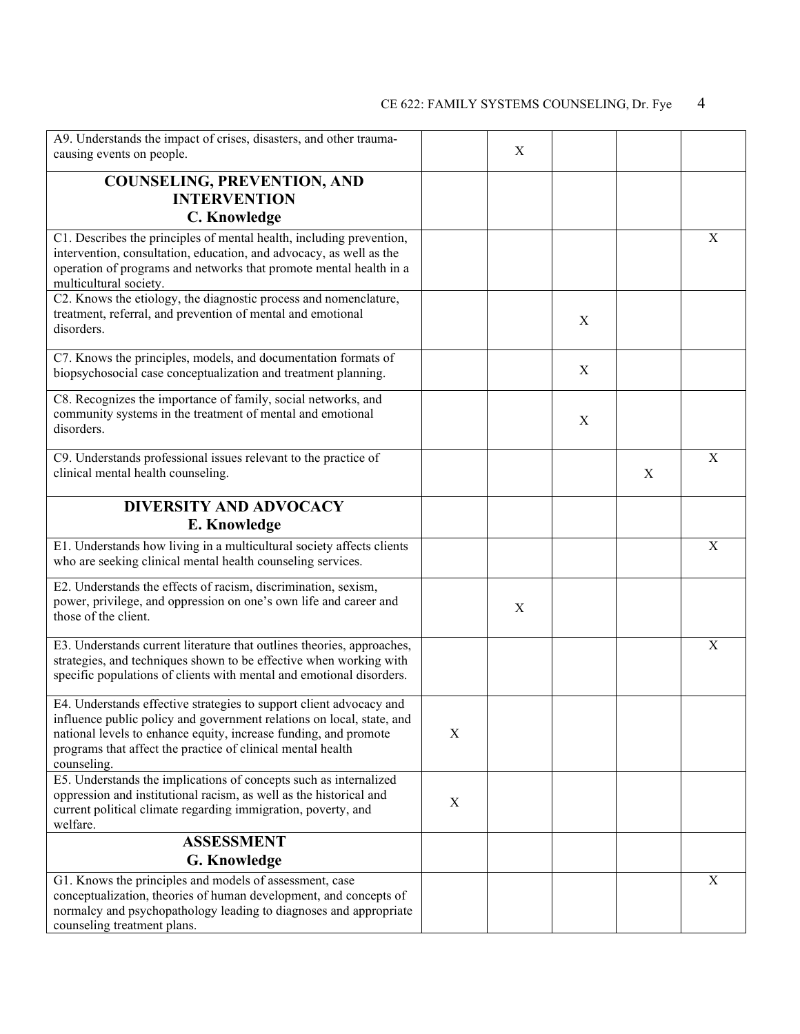| | | | | | |
|---|---|---|---|---|---|
| A9. Understands the impact of crises, disasters, and other trauma-causing events on people. | | X | | | |
| **COUNSELING, PREVENTION, AND INTERVENTION C. Knowledge** | | | | | |
| C1. Describes the principles of mental health, including prevention, intervention, consultation, education, and advocacy, as well as the operation of programs and networks that promote mental health in a multicultural society. | | | | | X |
| C2. Knows the etiology, the diagnostic process and nomenclature, treatment, referral, and prevention of mental and emotional disorders. | | | X | | |
| C7. Knows the principles, models, and documentation formats of biopsychosocial case conceptualization and treatment planning. | | | X | | |
| C8. Recognizes the importance of family, social networks, and community systems in the treatment of mental and emotional disorders. | | | X | | |
| C9. Understands professional issues relevant to the practice of clinical mental health counseling. | | | | X | X |
| **DIVERSITY AND ADVOCACY E. Knowledge** | | | | | |
| E1. Understands how living in a multicultural society affects clients who are seeking clinical mental health counseling services. | | | | | X |
| E2. Understands the effects of racism, discrimination, sexism, power, privilege, and oppression on one's own life and career and those of the client. | | X | | | |
| E3. Understands current literature that outlines theories, approaches, strategies, and techniques shown to be effective when working with specific populations of clients with mental and emotional disorders. | | | | | X |
| E4. Understands effective strategies to support client advocacy and influence public policy and government relations on local, state, and national levels to enhance equity, increase funding, and promote programs that affect the practice of clinical mental health counseling. | X | | | | |
| E5. Understands the implications of concepts such as internalized oppression and institutional racism, as well as the historical and current political climate regarding immigration, poverty, and welfare. | X | | | | |
| **ASSESSMENT G. Knowledge** | | | | | |
| G1. Knows the principles and models of assessment, case conceptualization, theories of human development, and concepts of normalcy and psychopathology leading to diagnoses and appropriate counseling treatment plans. | | | | | X |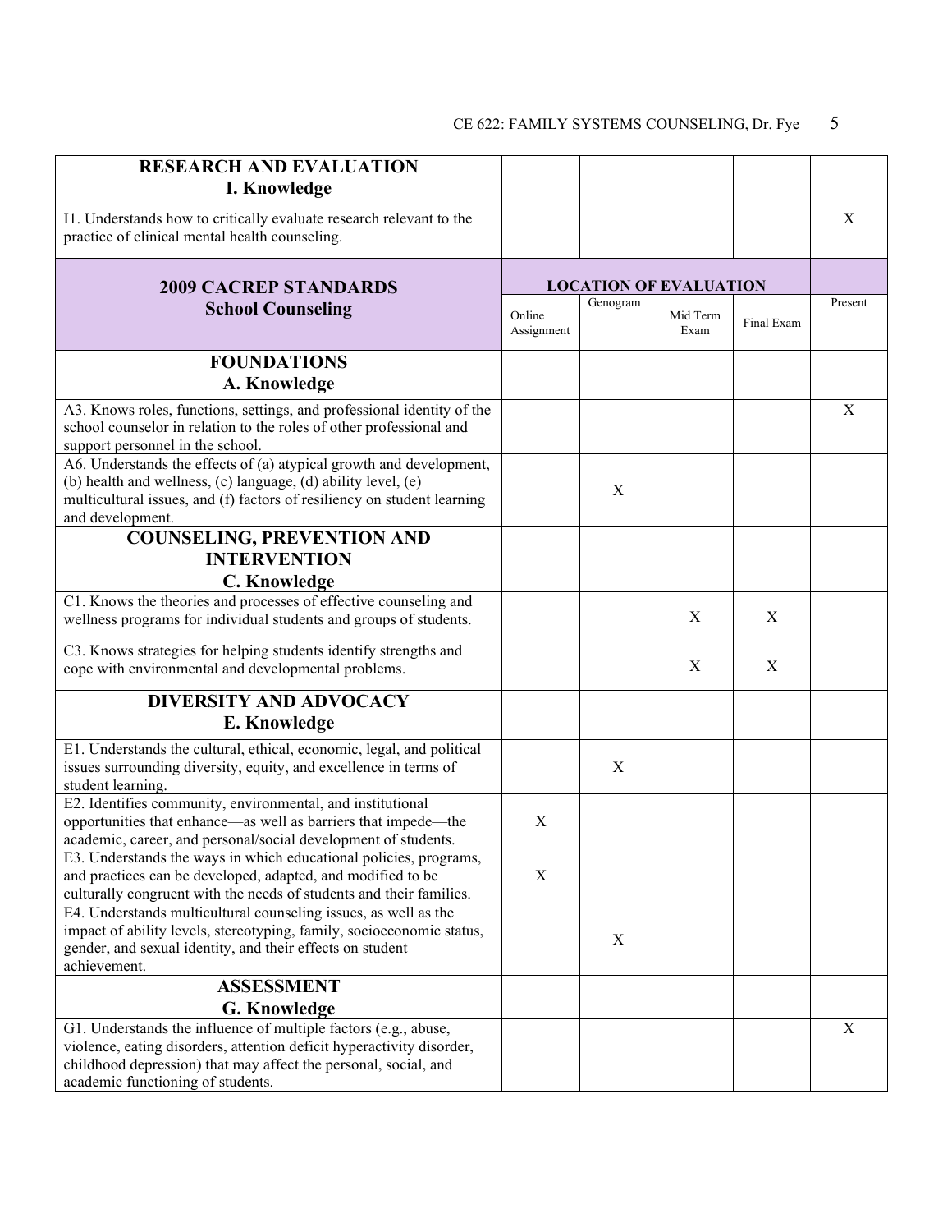| **RESEARCH AND EVALUATION I. Knowledge** | | | | | |
|---|---|---|---|---|---|
| I1. Understands how to critically evaluate research relevant to the practice of clinical mental health counseling. | | | | | X |

| **2009 CACREP STANDARDS School Counseling** | **LOCATION OF EVALUATION** | | | | |
|---|---|---|---|---|---|
| | Online Assignment | Genogram | Mid Term Exam | Final Exam | Present |
| **FOUNDATIONS A. Knowledge** | | | | | |
| A3. Knows roles, functions, settings, and professional identity of the school counselor in relation to the roles of other professional and support personnel in the school. | | | | | X |
| A6. Understands the effects of (a) atypical growth and development, (b) health and wellness, (c) language, (d) ability level, (e) multicultural issues, and (f) factors of resiliency on student learning and development. | | X | | | |
| **COUNSELING, PREVENTION AND INTERVENTION C. Knowledge** | | | | | |
| C1. Knows the theories and processes of effective counseling and wellness programs for individual students and groups of students. | | | X | X | |
| C3. Knows strategies for helping students identify strengths and cope with environmental and developmental problems. | | | X | X | |
| **DIVERSITY AND ADVOCACY E. Knowledge** | | | | | |
| E1. Understands the cultural, ethical, economic, legal, and political issues surrounding diversity, equity, and excellence in terms of student learning. | | X | | | |
| E2. Identifies community, environmental, and institutional opportunities that enhance—as well as barriers that impede—the academic, career, and personal/social development of students. | X | | | | |
| E3. Understands the ways in which educational policies, programs, and practices can be developed, adapted, and modified to be culturally congruent with the needs of students and their families. | X | | | | |
| E4. Understands multicultural counseling issues, as well as the impact of ability levels, stereotyping, family, socioeconomic status, gender, and sexual identity, and their effects on student achievement. | | X | | | |
| **ASSESSMENT G. Knowledge** | | | | | |
| G1. Understands the influence of multiple factors (e.g., abuse, violence, eating disorders, attention deficit hyperactivity disorder, childhood depression) that may affect the personal, social, and academic functioning of students. | | | | | X |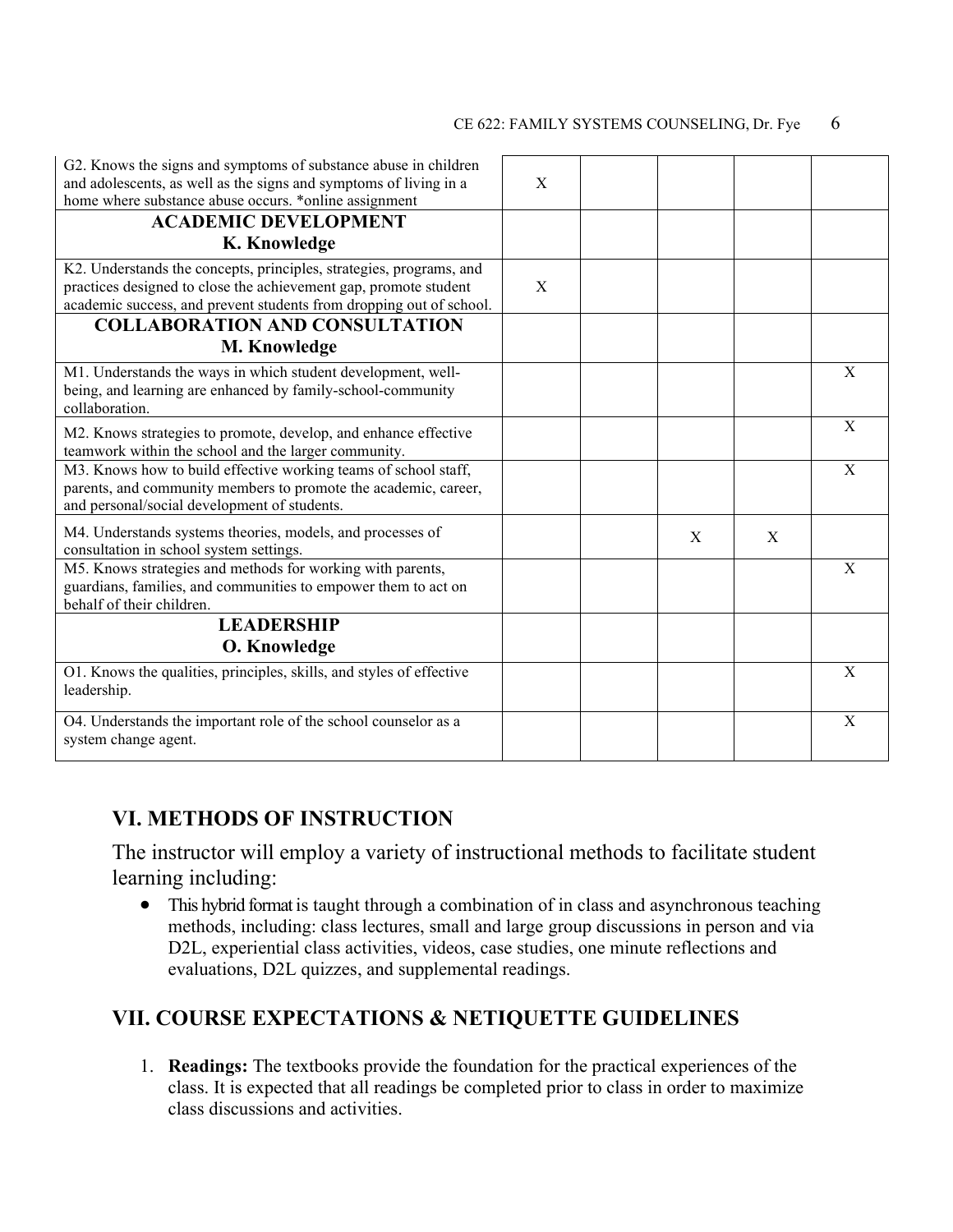| | | | | | |
|---|---|---|---|---|---|
| G2. Knows the signs and symptoms of substance abuse in children and adolescents, as well as the signs and symptoms of living in a home where substance abuse occurs. *online assignment | X | | | | |
| **ACADEMIC DEVELOPMENT K. Knowledge** | | | | | |
| K2. Understands the concepts, principles, strategies, programs, and practices designed to close the achievement gap, promote student academic success, and prevent students from dropping out of school. | X | | | | |
| **COLLABORATION AND CONSULTATION M. Knowledge** | | | | | |
| M1. Understands the ways in which student development, well-being, and learning are enhanced by family-school-community collaboration. | | | | | X |
| M2. Knows strategies to promote, develop, and enhance effective teamwork within the school and the larger community. | | | | | X |
| M3. Knows how to build effective working teams of school staff, parents, and community members to promote the academic, career, and personal/social development of students. | | | | | X |
| M4. Understands systems theories, models, and processes of consultation in school system settings. | | | X | X | |
| M5. Knows strategies and methods for working with parents, guardians, families, and communities to empower them to act on behalf of their children. | | | | | X |
| **LEADERSHIP O. Knowledge** | | | | | |
| O1. Knows the qualities, principles, skills, and styles of effective leadership. | | | | | X |
| O4. Understands the important role of the school counselor as a system change agent. | | | | | X |

## VI. METHODS OF INSTRUCTION

The instructor will employ a variety of instructional methods to facilitate student learning including:

- This hybrid format is taught through a combination of in class and asynchronous teaching methods, including: class lectures, small and large group discussions in person and via D2L, experiential class activities, videos, case studies, one minute reflections and evaluations, D2L quizzes, and supplemental readings.

## VII. COURSE EXPECTATIONS & NETIQUETTE GUIDELINES

1. **Readings:** The textbooks provide the foundation for the practical experiences of the class. It is expected that all readings be completed prior to class in order to maximize class discussions and activities.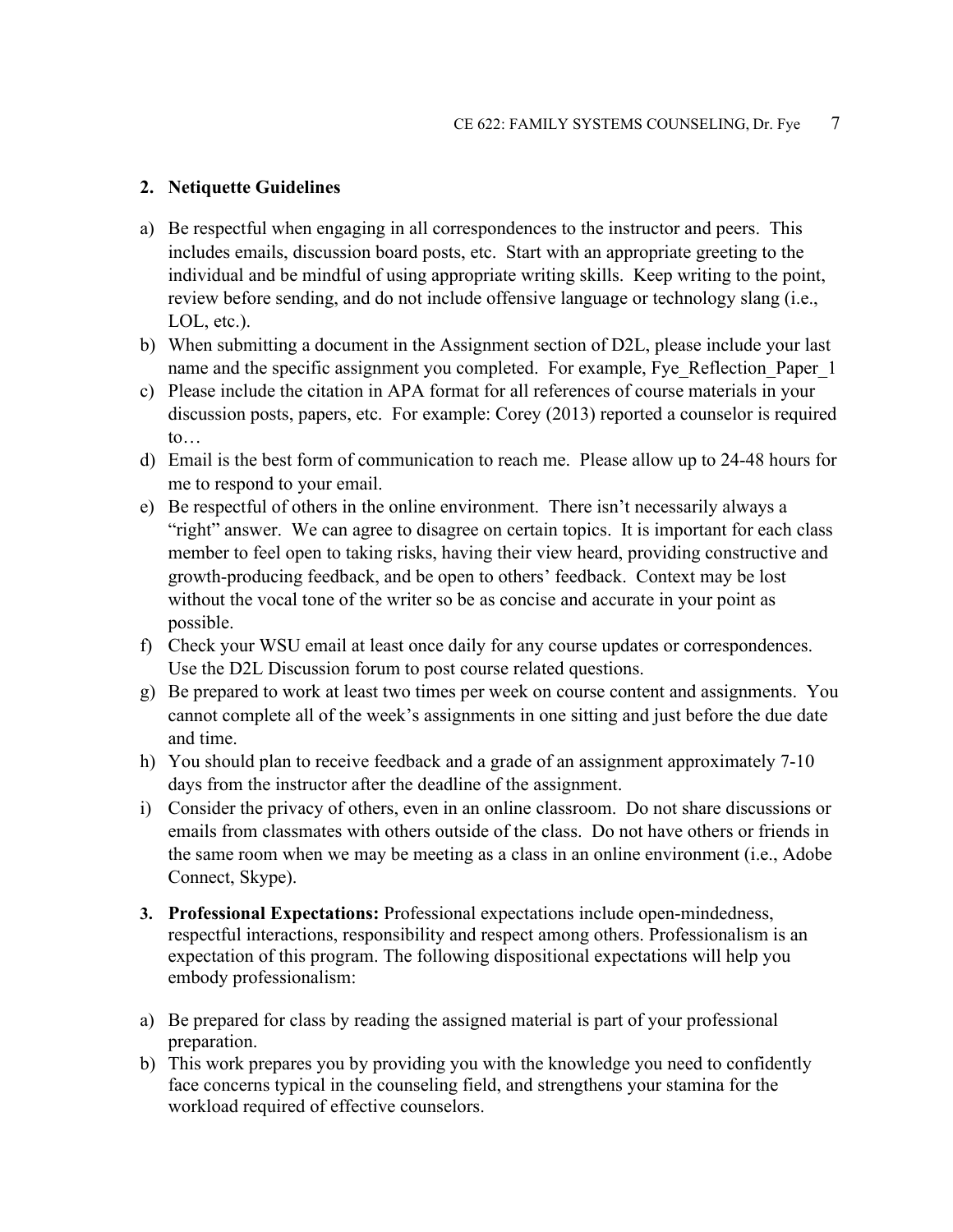**2. Netiquette Guidelines**

a) Be respectful when engaging in all correspondences to the instructor and peers. This includes emails, discussion board posts, etc. Start with an appropriate greeting to the individual and be mindful of using appropriate writing skills. Keep writing to the point, review before sending, and do not include offensive language or technology slang (i.e., LOL, etc.).
b) When submitting a document in the Assignment section of D2L, please include your last name and the specific assignment you completed. For example, Fye_Reflection_Paper_1
c) Please include the citation in APA format for all references of course materials in your discussion posts, papers, etc. For example: Corey (2013) reported a counselor is required to…
d) Email is the best form of communication to reach me. Please allow up to 24-48 hours for me to respond to your email.
e) Be respectful of others in the online environment. There isn't necessarily always a "right" answer. We can agree to disagree on certain topics. It is important for each class member to feel open to taking risks, having their view heard, providing constructive and growth-producing feedback, and be open to others' feedback. Context may be lost without the vocal tone of the writer so be as concise and accurate in your point as possible.
f) Check your WSU email at least once daily for any course updates or correspondences. Use the D2L Discussion forum to post course related questions.
g) Be prepared to work at least two times per week on course content and assignments. You cannot complete all of the week's assignments in one sitting and just before the due date and time.
h) You should plan to receive feedback and a grade of an assignment approximately 7-10 days from the instructor after the deadline of the assignment.
i) Consider the privacy of others, even in an online classroom. Do not share discussions or emails from classmates with others outside of the class. Do not have others or friends in the same room when we may be meeting as a class in an online environment (i.e., Adobe Connect, Skype).

**3. Professional Expectations:** Professional expectations include open-mindedness, respectful interactions, responsibility and respect among others. Professionalism is an expectation of this program. The following dispositional expectations will help you embody professionalism:

a) Be prepared for class by reading the assigned material is part of your professional preparation.
b) This work prepares you by providing you with the knowledge you need to confidently face concerns typical in the counseling field, and strengthens your stamina for the workload required of effective counselors.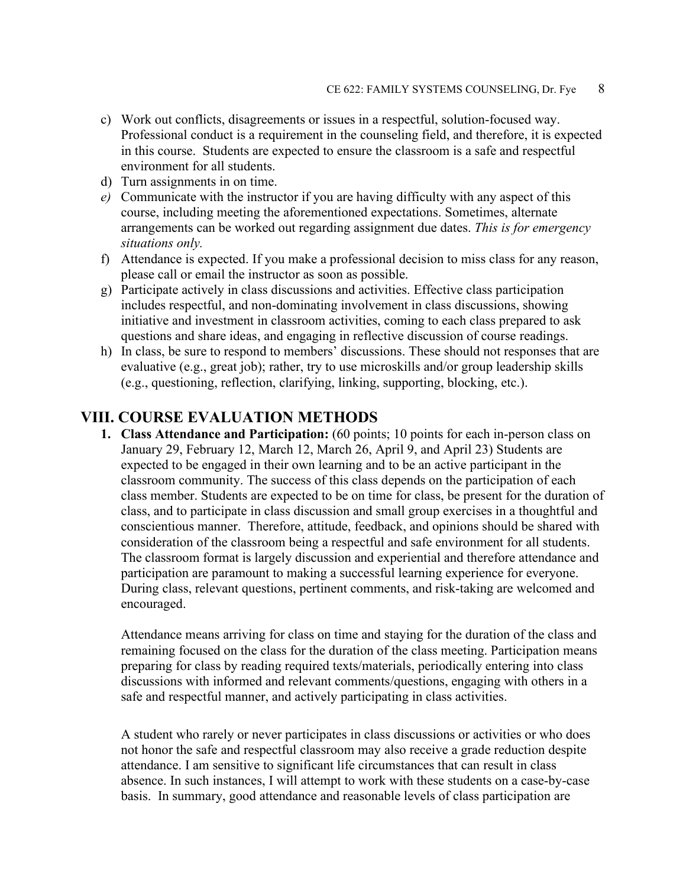c) Work out conflicts, disagreements or issues in a respectful, solution-focused way. Professional conduct is a requirement in the counseling field, and therefore, it is expected in this course. Students are expected to ensure the classroom is a safe and respectful environment for all students.
d) Turn assignments in on time.
e) Communicate with the instructor if you are having difficulty with any aspect of this course, including meeting the aforementioned expectations. Sometimes, alternate arrangements can be worked out regarding assignment due dates. *This is for emergency situations only.*
f) Attendance is expected. If you make a professional decision to miss class for any reason, please call or email the instructor as soon as possible.
g) Participate actively in class discussions and activities. Effective class participation includes respectful, and non-dominating involvement in class discussions, showing initiative and investment in classroom activities, coming to each class prepared to ask questions and share ideas, and engaging in reflective discussion of course readings.
h) In class, be sure to respond to members' discussions. These should not responses that are evaluative (e.g., great job); rather, try to use microskills and/or group leadership skills (e.g., questioning, reflection, clarifying, linking, supporting, blocking, etc.).

## VIII. COURSE EVALUATION METHODS

1. **Class Attendance and Participation:** (60 points; 10 points for each in-person class on January 29, February 12, March 12, March 26, April 9, and April 23) Students are expected to be engaged in their own learning and to be an active participant in the classroom community. The success of this class depends on the participation of each class member. Students are expected to be on time for class, be present for the duration of class, and to participate in class discussion and small group exercises in a thoughtful and conscientious manner. Therefore, attitude, feedback, and opinions should be shared with consideration of the classroom being a respectful and safe environment for all students. The classroom format is largely discussion and experiential and therefore attendance and participation are paramount to making a successful learning experience for everyone. During class, relevant questions, pertinent comments, and risk-taking are welcomed and encouraged.

   Attendance means arriving for class on time and staying for the duration of the class and remaining focused on the class for the duration of the class meeting. Participation means preparing for class by reading required texts/materials, periodically entering into class discussions with informed and relevant comments/questions, engaging with others in a safe and respectful manner, and actively participating in class activities.

   A student who rarely or never participates in class discussions or activities or who does not honor the safe and respectful classroom may also receive a grade reduction despite attendance. I am sensitive to significant life circumstances that can result in class absence. In such instances, I will attempt to work with these students on a case-by-case basis. In summary, good attendance and reasonable levels of class participation are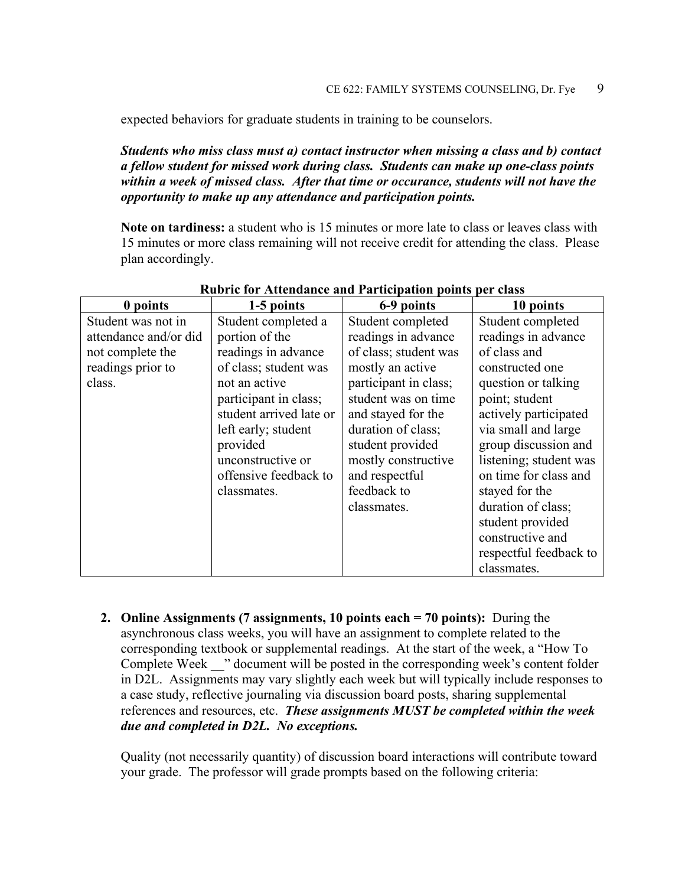expected behaviors for graduate students in training to be counselors.

***Students who miss class must a) contact instructor when missing a class and b) contact a fellow student for missed work during class. Students can make up one-class points within a week of missed class. After that time or occurance, students will not have the opportunity to make up any attendance and participation points.***

**Note on tardiness:** a student who is 15 minutes or more late to class or leaves class with 15 minutes or more class remaining will not receive credit for attending the class. Please plan accordingly.

**Rubric for Attendance and Participation points per class**

| 0 points | 1-5 points | 6-9 points | 10 points |
|---|---|---|---|
| Student was not in attendance and/or did not complete the readings prior to class. | Student completed a portion of the readings in advance of class; student was not an active participant in class; student arrived late or left early; student provided unconstructive or offensive feedback to classmates. | Student completed readings in advance of class; student was mostly an active participant in class; student was on time and stayed for the duration of class; student provided mostly constructive and respectful feedback to classmates. | Student completed readings in advance of class and constructed one question or talking point; student actively participated via small and large group discussion and listening; student was on time for class and stayed for the duration of class; student provided constructive and respectful feedback to classmates. |

2. **Online Assignments (7 assignments, 10 points each = 70 points):** During the asynchronous class weeks, you will have an assignment to complete related to the corresponding textbook or supplemental readings. At the start of the week, a "How To Complete Week __" document will be posted in the corresponding week's content folder in D2L. Assignments may vary slightly each week but will typically include responses to a case study, reflective journaling via discussion board posts, sharing supplemental references and resources, etc. ***These assignments MUST be completed within the week due and completed in D2L. No exceptions.***

   Quality (not necessarily quantity) of discussion board interactions will contribute toward your grade. The professor will grade prompts based on the following criteria: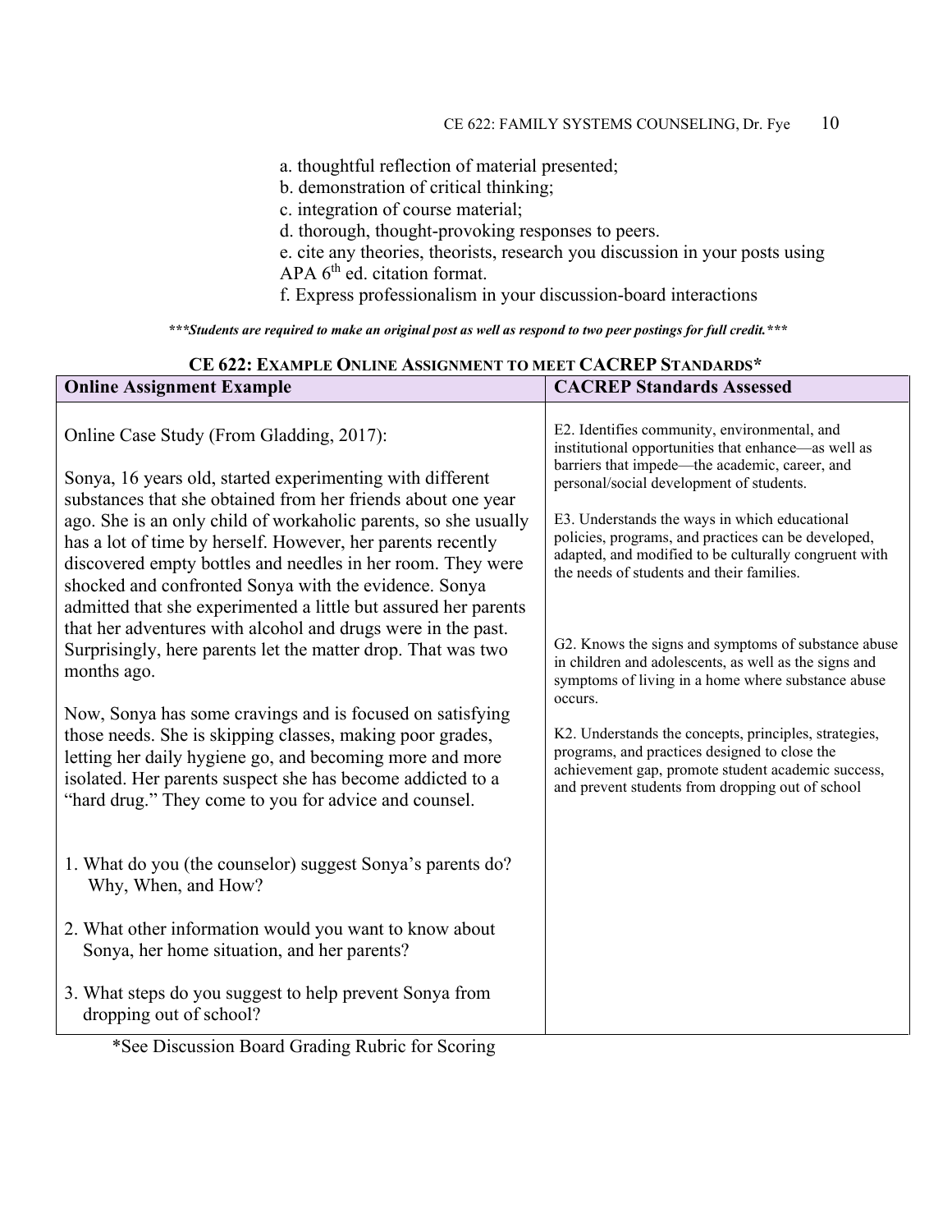a. thoughtful reflection of material presented;
b. demonstration of critical thinking;
c. integration of course material;
d. thorough, thought-provoking responses to peers.
e. cite any theories, theorists, research you discussion in your posts using APA 6th ed. citation format.
f. Express professionalism in your discussion-board interactions

***\*\*\*Students are required to make an original post as well as respond to two peer postings for full credit.\*\*\****

**CE 622: EXAMPLE ONLINE ASSIGNMENT TO MEET CACREP STANDARDS***

| Online Assignment Example | CACREP Standards Assessed |
|---|---|
| Online Case Study (From Gladding, 2017):<br><br>Sonya, 16 years old, started experimenting with different substances that she obtained from her friends about one year ago. She is an only child of workaholic parents, so she usually has a lot of time by herself. However, her parents recently discovered empty bottles and needles in her room. They were shocked and confronted Sonya with the evidence. Sonya admitted that she experimented a little but assured her parents that her adventures with alcohol and drugs were in the past. Surprisingly, here parents let the matter drop. That was two months ago.<br><br>Now, Sonya has some cravings and is focused on satisfying those needs. She is skipping classes, making poor grades, letting her daily hygiene go, and becoming more and more isolated. Her parents suspect she has become addicted to a "hard drug." They come to you for advice and counsel.<br><br>1. What do you (the counselor) suggest Sonya's parents do? Why, When, and How?<br><br>2. What other information would you want to know about Sonya, her home situation, and her parents?<br><br>3. What steps do you suggest to help prevent Sonya from dropping out of school? | E2. Identifies community, environmental, and institutional opportunities that enhance—as well as barriers that impede—the academic, career, and personal/social development of students.<br><br>E3. Understands the ways in which educational policies, programs, and practices can be developed, adapted, and modified to be culturally congruent with the needs of students and their families.<br><br>G2. Knows the signs and symptoms of substance abuse in children and adolescents, as well as the signs and symptoms of living in a home where substance abuse occurs.<br><br>K2. Understands the concepts, principles, strategies, programs, and practices designed to close the achievement gap, promote student academic success, and prevent students from dropping out of school |

*See Discussion Board Grading Rubric for Scoring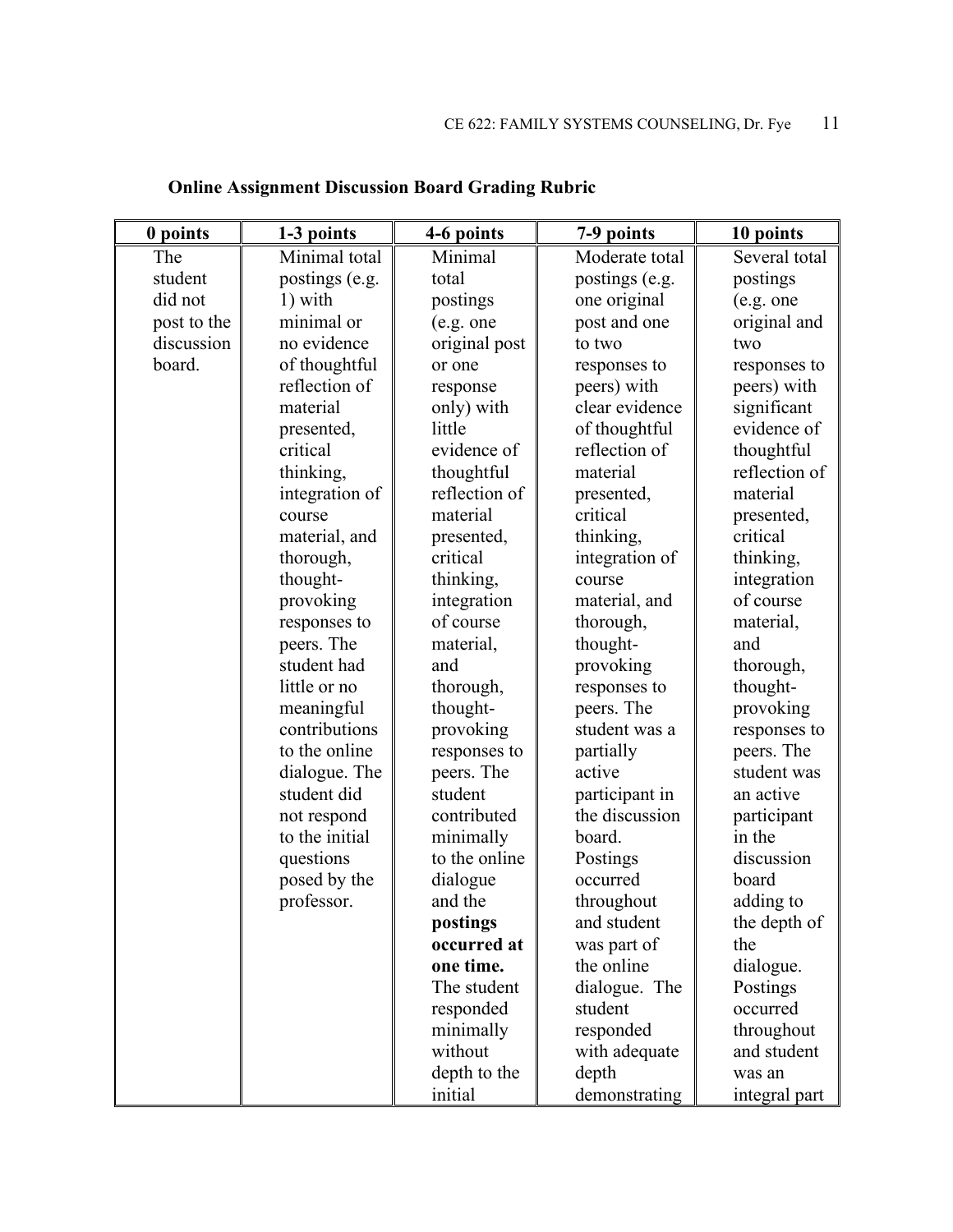**Online Assignment Discussion Board Grading Rubric**

| 0 points | 1-3 points | 4-6 points | 7-9 points | 10 points |
|---|---|---|---|---|
| The student did not post to the discussion board. | Minimal total postings (e.g. 1) with minimal or no evidence of thoughtful reflection of material presented, critical thinking, integration of course material, and thorough, thought-provoking responses to peers. The student had little or no meaningful contributions to the online dialogue. The student did not respond to the initial questions posed by the professor. | Minimal total postings (e.g. one original post or one response only) with little evidence of thoughtful reflection of material presented, critical thinking, integration of course material, and thorough, thought-provoking responses to peers. The student contributed minimally to the online dialogue and the **postings occurred at one time.** The student responded minimally without depth to the initial | Moderate total postings (e.g. one original post and one to two responses to peers) with clear evidence of thoughtful reflection of material presented, critical thinking, integration of course material, and thorough, thought-provoking responses to peers. The student was a partially active participant in the discussion board. Postings occurred throughout and student was part of the online dialogue. The student responded with adequate depth demonstrating | Several total postings (e.g. one original and two responses to peers) with significant evidence of thoughtful reflection of material presented, critical thinking, integration of course material, and thorough, thought-provoking responses to peers. The student was an active participant in the discussion board adding to the depth of the dialogue. Postings occurred throughout and student was an integral part |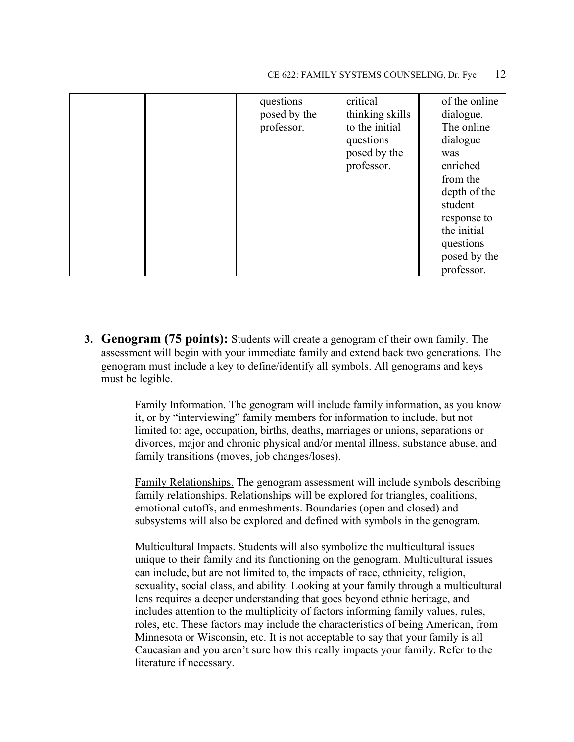| | | questions posed by the professor. | critical thinking skills to the initial questions posed by the professor. | of the online dialogue. The online dialogue was enriched from the depth of the student response to the initial questions posed by the professor. |
|---|---|---|---|---|

3. **Genogram (75 points):** Students will create a genogram of their own family. The assessment will begin with your immediate family and extend back two generations. The genogram must include a key to define/identify all symbols. All genograms and keys must be legible.

   Family Information. The genogram will include family information, as you know it, or by "interviewing" family members for information to include, but not limited to: age, occupation, births, deaths, marriages or unions, separations or divorces, major and chronic physical and/or mental illness, substance abuse, and family transitions (moves, job changes/loses).

   Family Relationships. The genogram assessment will include symbols describing family relationships. Relationships will be explored for triangles, coalitions, emotional cutoffs, and enmeshments. Boundaries (open and closed) and subsystems will also be explored and defined with symbols in the genogram.

   Multicultural Impacts. Students will also symbolize the multicultural issues unique to their family and its functioning on the genogram. Multicultural issues can include, but are not limited to, the impacts of race, ethnicity, religion, sexuality, social class, and ability. Looking at your family through a multicultural lens requires a deeper understanding that goes beyond ethnic heritage, and includes attention to the multiplicity of factors informing family values, rules, roles, etc. These factors may include the characteristics of being American, from Minnesota or Wisconsin, etc. It is not acceptable to say that your family is all Caucasian and you aren't sure how this really impacts your family. Refer to the literature if necessary.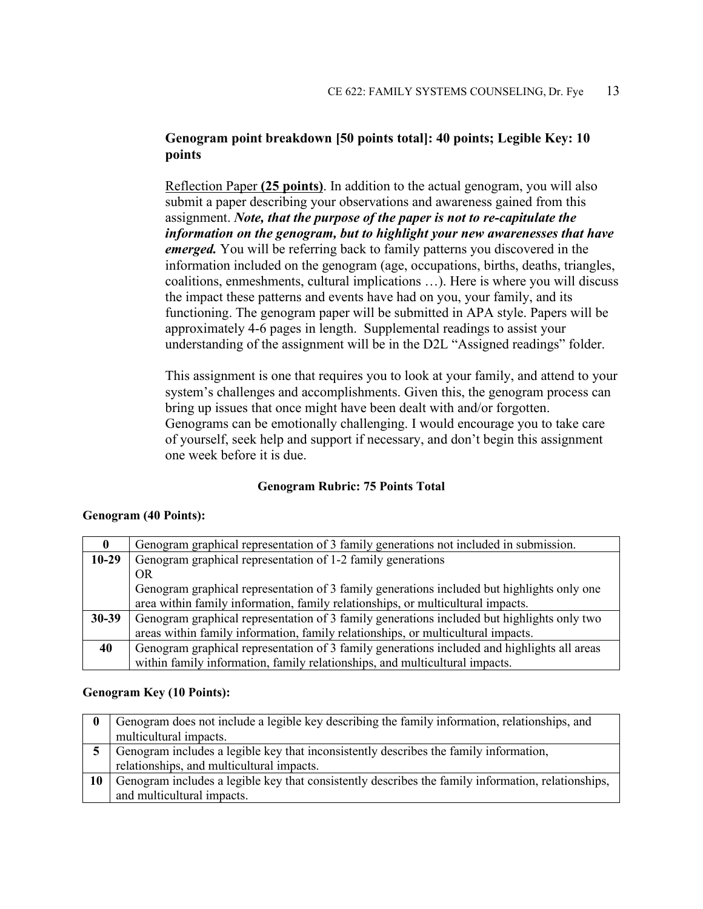**Genogram point breakdown [50 points total]: 40 points; Legible Key: 10 points**

<u>Reflection Paper</u> **(25 points)**. In addition to the actual genogram, you will also submit a paper describing your observations and awareness gained from this assignment. ***Note, that the purpose of the paper is not to re-capitulate the information on the genogram, but to highlight your new awarenesses that have emerged.*** You will be referring back to family patterns you discovered in the information included on the genogram (age, occupations, births, deaths, triangles, coalitions, enmeshments, cultural implications …). Here is where you will discuss the impact these patterns and events have had on you, your family, and its functioning. The genogram paper will be submitted in APA style. Papers will be approximately 4-6 pages in length. Supplemental readings to assist your understanding of the assignment will be in the D2L "Assigned readings" folder.

This assignment is one that requires you to look at your family, and attend to your system's challenges and accomplishments. Given this, the genogram process can bring up issues that once might have been dealt with and/or forgotten. Genograms can be emotionally challenging. I would encourage you to take care of yourself, seek help and support if necessary, and don't begin this assignment one week before it is due.

**Genogram Rubric: 75 Points Total**

**Genogram (40 Points):**

| | |
|---|---|
| **0** | Genogram graphical representation of 3 family generations not included in submission. |
| **10-29** | Genogram graphical representation of 1-2 family generations<br>OR<br>Genogram graphical representation of 3 family generations included but highlights only one area within family information, family relationships, or multicultural impacts. |
| **30-39** | Genogram graphical representation of 3 family generations included but highlights only two areas within family information, family relationships, or multicultural impacts. |
| **40** | Genogram graphical representation of 3 family generations included and highlights all areas within family information, family relationships, and multicultural impacts. |

**Genogram Key (10 Points):**

| | |
|---|---|
| **0** | Genogram does not include a legible key describing the family information, relationships, and multicultural impacts. |
| **5** | Genogram includes a legible key that inconsistently describes the family information, relationships, and multicultural impacts. |
| **10** | Genogram includes a legible key that consistently describes the family information, relationships, and multicultural impacts. |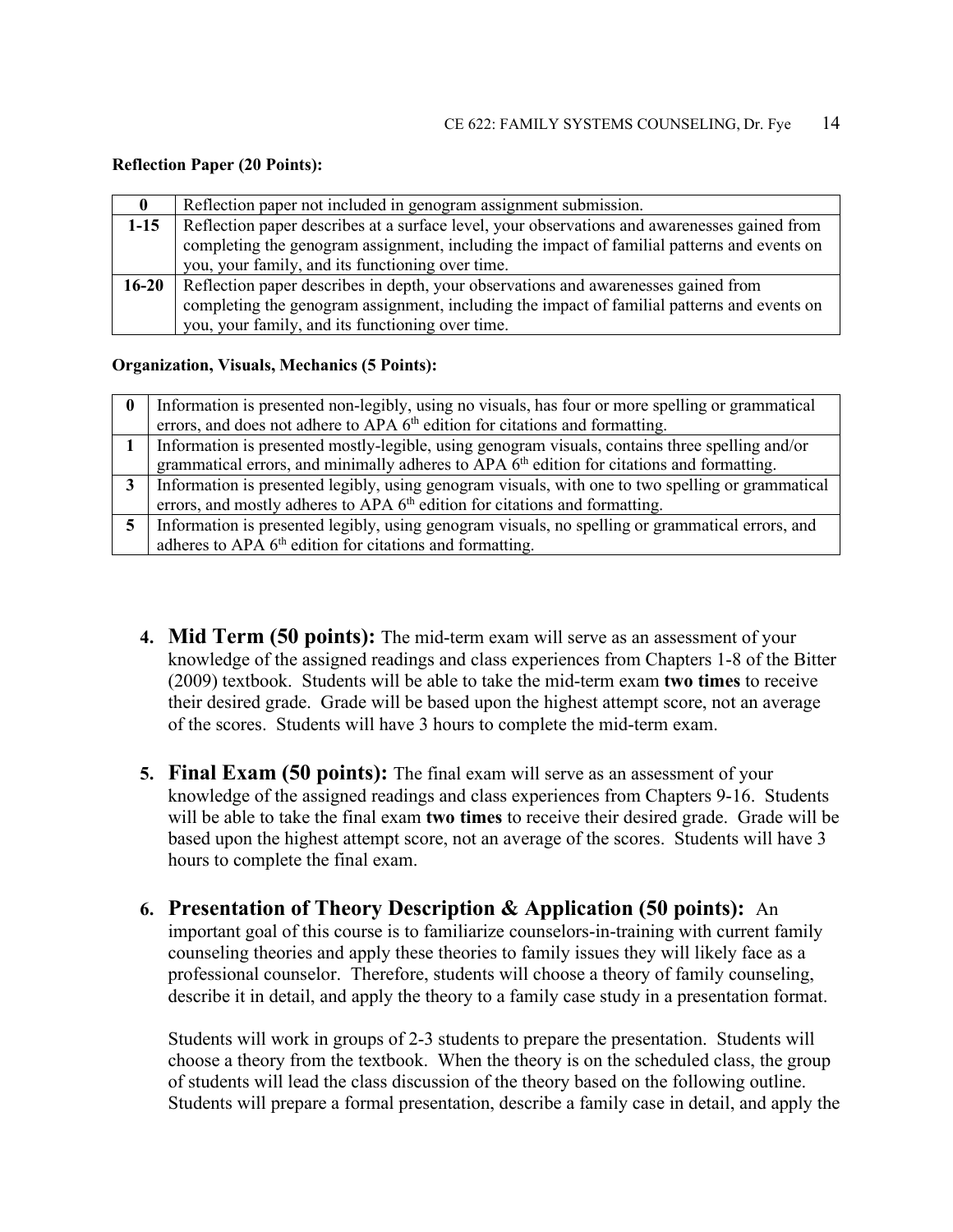**Reflection Paper (20 Points):**

| 0 | Reflection paper not included in genogram assignment submission. |
|---|---|
| **1-15** | Reflection paper describes at a surface level, your observations and awarenesses gained from completing the genogram assignment, including the impact of familial patterns and events on you, your family, and its functioning over time. |
| **16-20** | Reflection paper describes in depth, your observations and awarenesses gained from completing the genogram assignment, including the impact of familial patterns and events on you, your family, and its functioning over time. |

**Organization, Visuals, Mechanics (5 Points):**

| 0 | Information is presented non-legibly, using no visuals, has four or more spelling or grammatical errors, and does not adhere to APA 6th edition for citations and formatting. |
|---|---|
| **1** | Information is presented mostly-legible, using genogram visuals, contains three spelling and/or grammatical errors, and minimally adheres to APA 6th edition for citations and formatting. |
| **3** | Information is presented legibly, using genogram visuals, with one to two spelling or grammatical errors, and mostly adheres to APA 6th edition for citations and formatting. |
| **5** | Information is presented legibly, using genogram visuals, no spelling or grammatical errors, and adheres to APA 6th edition for citations and formatting. |

4. **Mid Term (50 points):** The mid-term exam will serve as an assessment of your knowledge of the assigned readings and class experiences from Chapters 1-8 of the Bitter (2009) textbook. Students will be able to take the mid-term exam **two times** to receive their desired grade. Grade will be based upon the highest attempt score, not an average of the scores. Students will have 3 hours to complete the mid-term exam.

5. **Final Exam (50 points):** The final exam will serve as an assessment of your knowledge of the assigned readings and class experiences from Chapters 9-16. Students will be able to take the final exam **two times** to receive their desired grade. Grade will be based upon the highest attempt score, not an average of the scores. Students will have 3 hours to complete the final exam.

6. **Presentation of Theory Description & Application (50 points):** An important goal of this course is to familiarize counselors-in-training with current family counseling theories and apply these theories to family issues they will likely face as a professional counselor. Therefore, students will choose a theory of family counseling, describe it in detail, and apply the theory to a family case study in a presentation format.

   Students will work in groups of 2-3 students to prepare the presentation. Students will choose a theory from the textbook. When the theory is on the scheduled class, the group of students will lead the class discussion of the theory based on the following outline. Students will prepare a formal presentation, describe a family case in detail, and apply the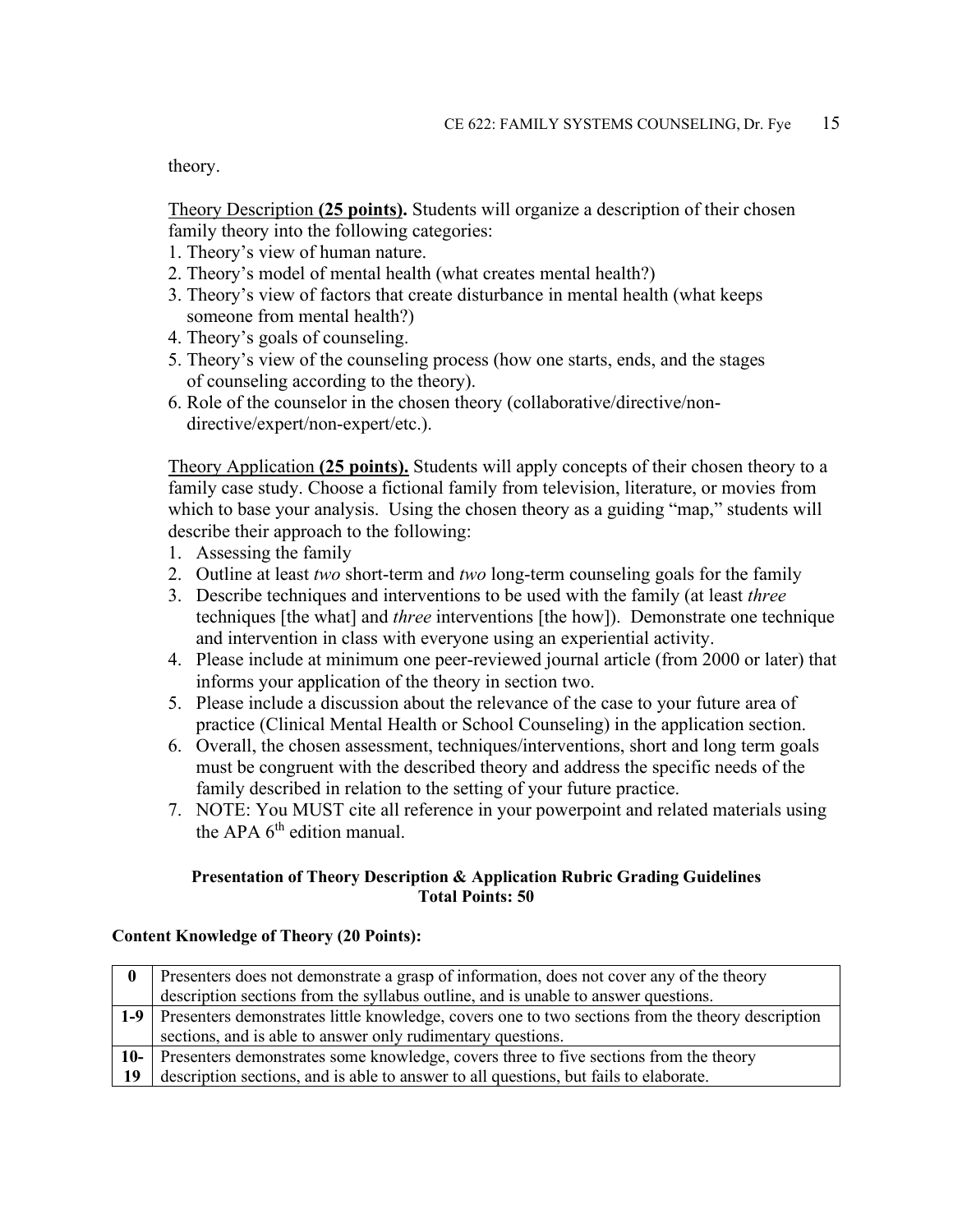theory.

<u>Theory Description</u> **(25 points).** Students will organize a description of their chosen family theory into the following categories:

1. Theory's view of human nature.
2. Theory's model of mental health (what creates mental health?)
3. Theory's view of factors that create disturbance in mental health (what keeps someone from mental health?)
4. Theory's goals of counseling.
5. Theory's view of the counseling process (how one starts, ends, and the stages of counseling according to the theory).
6. Role of the counselor in the chosen theory (collaborative/directive/non-directive/expert/non-expert/etc.).

<u>Theory Application</u> **(25 points).** Students will apply concepts of their chosen theory to a family case study. Choose a fictional family from television, literature, or movies from which to base your analysis. Using the chosen theory as a guiding "map," students will describe their approach to the following:

1. Assessing the family
2. Outline at least *two* short-term and *two* long-term counseling goals for the family
3. Describe techniques and interventions to be used with the family (at least *three* techniques [the what] and *three* interventions [the how]). Demonstrate one technique and intervention in class with everyone using an experiential activity.
4. Please include at minimum one peer-reviewed journal article (from 2000 or later) that informs your application of the theory in section two.
5. Please include a discussion about the relevance of the case to your future area of practice (Clinical Mental Health or School Counseling) in the application section.
6. Overall, the chosen assessment, techniques/interventions, short and long term goals must be congruent with the described theory and address the specific needs of the family described in relation to the setting of your future practice.
7. NOTE: You MUST cite all reference in your powerpoint and related materials using the APA 6th edition manual.

**Presentation of Theory Description & Application Rubric Grading Guidelines**
**Total Points: 50**

**Content Knowledge of Theory (20 Points):**

| | |
|---|---|
| **0** | Presenters does not demonstrate a grasp of information, does not cover any of the theory description sections from the syllabus outline, and is unable to answer questions. |
| **1-9** | Presenters demonstrates little knowledge, covers one to two sections from the theory description sections, and is able to answer only rudimentary questions. |
| **10-19** | Presenters demonstrates some knowledge, covers three to five sections from the theory description sections, and is able to answer to all questions, but fails to elaborate. |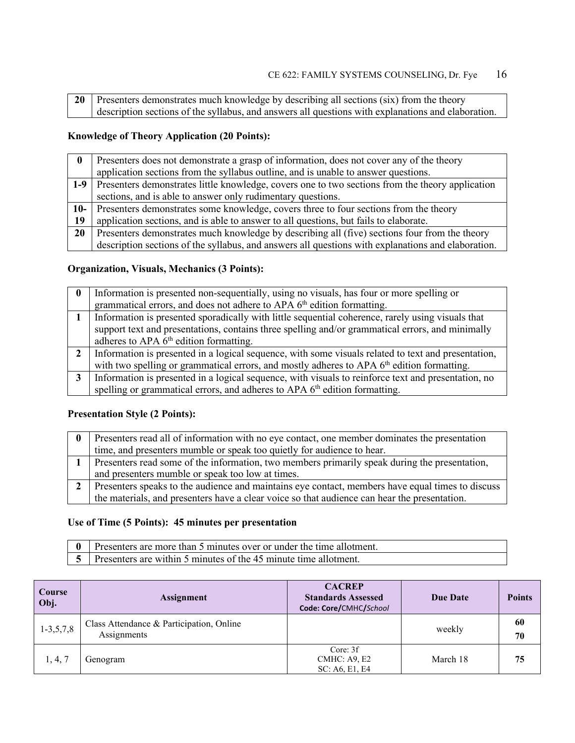| 20 | Presenters demonstrates much knowledge by describing all sections (six) from the theory description sections of the syllabus, and answers all questions with explanations and elaboration. |
|---|---|

**Knowledge of Theory Application (20 Points):**

| 0 | Presenters does not demonstrate a grasp of information, does not cover any of the theory application sections from the syllabus outline, and is unable to answer questions. |
|---|---|
| 1-9 | Presenters demonstrates little knowledge, covers one to two sections from the theory application sections, and is able to answer only rudimentary questions. |
| 10-19 | Presenters demonstrates some knowledge, covers three to four sections from the theory application sections, and is able to answer to all questions, but fails to elaborate. |
| 20 | Presenters demonstrates much knowledge by describing all (five) sections four from the theory description sections of the syllabus, and answers all questions with explanations and elaboration. |

**Organization, Visuals, Mechanics (3 Points):**

| 0 | Information is presented non-sequentially, using no visuals, has four or more spelling or grammatical errors, and does not adhere to APA 6th edition formatting. |
|---|---|
| 1 | Information is presented sporadically with little sequential coherence, rarely using visuals that support text and presentations, contains three spelling and/or grammatical errors, and minimally adheres to APA 6th edition formatting. |
| 2 | Information is presented in a logical sequence, with some visuals related to text and presentation, with two spelling or grammatical errors, and mostly adheres to APA 6th edition formatting. |
| 3 | Information is presented in a logical sequence, with visuals to reinforce text and presentation, no spelling or grammatical errors, and adheres to APA 6th edition formatting. |

**Presentation Style (2 Points):**

| 0 | Presenters read all of information with no eye contact, one member dominates the presentation time, and presenters mumble or speak too quietly for audience to hear. |
|---|---|
| 1 | Presenters read some of the information, two members primarily speak during the presentation, and presenters mumble or speak too low at times. |
| 2 | Presenters speaks to the audience and maintains eye contact, members have equal times to discuss the materials, and presenters have a clear voice so that audience can hear the presentation. |

**Use of Time (5 Points): 45 minutes per presentation**

| 0 | Presenters are more than 5 minutes over or under the time allotment. |
|---|---|
| 5 | Presenters are within 5 minutes of the 45 minute time allotment. |

| Course Obj. | Assignment | CACREP Standards Assessed Code: Core/CMHC/*School* | Due Date | Points |
|---|---|---|---|---|
| 1-3,5,7,8 | Class Attendance & Participation, Online Assignments | | weekly | 60 **70** |
| 1, 4, 7 | Genogram | Core: 3f CMHC: A9, E2 SC: A6, E1, E4 | March 18 | **75** |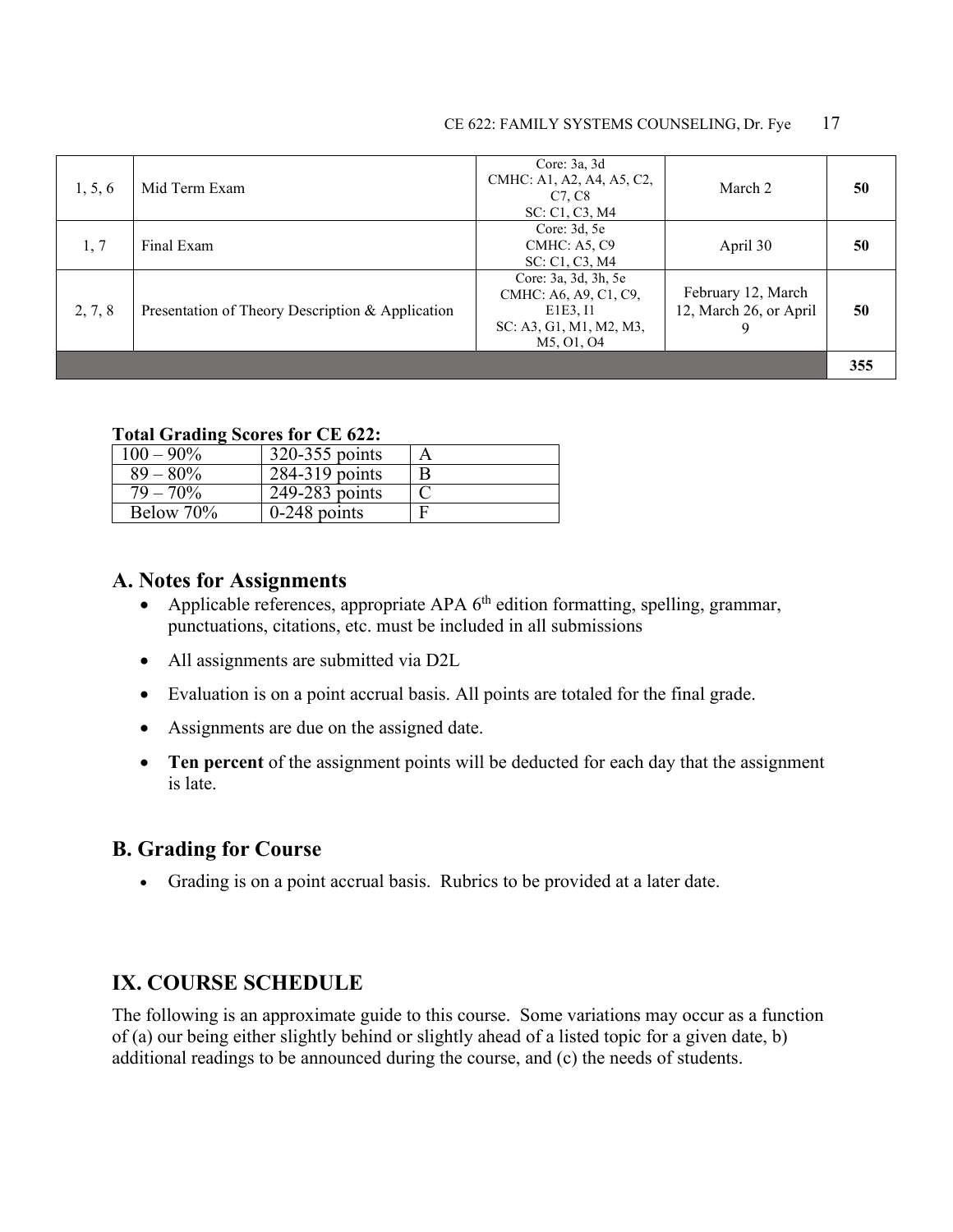| 1, 5, 6 | Mid Term Exam | Core: 3a, 3d<br>CMHC: A1, A2, A4, A5, C2, C7, C8<br>SC: C1, C3, M4 | March 2 | **50** |
|---|---|---|---|---|
| 1, 7 | Final Exam | Core: 3d, 5e<br>CMHC: A5, C9<br>SC: C1, C3, M4 | April 30 | **50** |
| 2, 7, 8 | Presentation of Theory Description & Application | Core: 3a, 3d, 3h, 5e<br>CMHC: A6, A9, C1, C9, E1E3, I1<br>SC: A3, G1, M1, M2, M3, M5, O1, O4 | February 12, March 12, March 26, or April 9 | **50** |
| | | | | **355** |

**Total Grading Scores for CE 622:**

| 100 – 90% | 320-355 points | A |
|---|---|---|
| 89 – 80% | 284-319 points | B |
| 79 – 70% | 249-283 points | C |
| Below 70% | 0-248 points | F |

## A. Notes for Assignments

- Applicable references, appropriate APA 6th edition formatting, spelling, grammar, punctuations, citations, etc. must be included in all submissions
- All assignments are submitted via D2L
- Evaluation is on a point accrual basis. All points are totaled for the final grade.
- Assignments are due on the assigned date.
- **Ten percent** of the assignment points will be deducted for each day that the assignment is late.

## B. Grading for Course

- Grading is on a point accrual basis. Rubrics to be provided at a later date.

## IX. COURSE SCHEDULE

The following is an approximate guide to this course. Some variations may occur as a function of (a) our being either slightly behind or slightly ahead of a listed topic for a given date, b) additional readings to be announced during the course, and (c) the needs of students.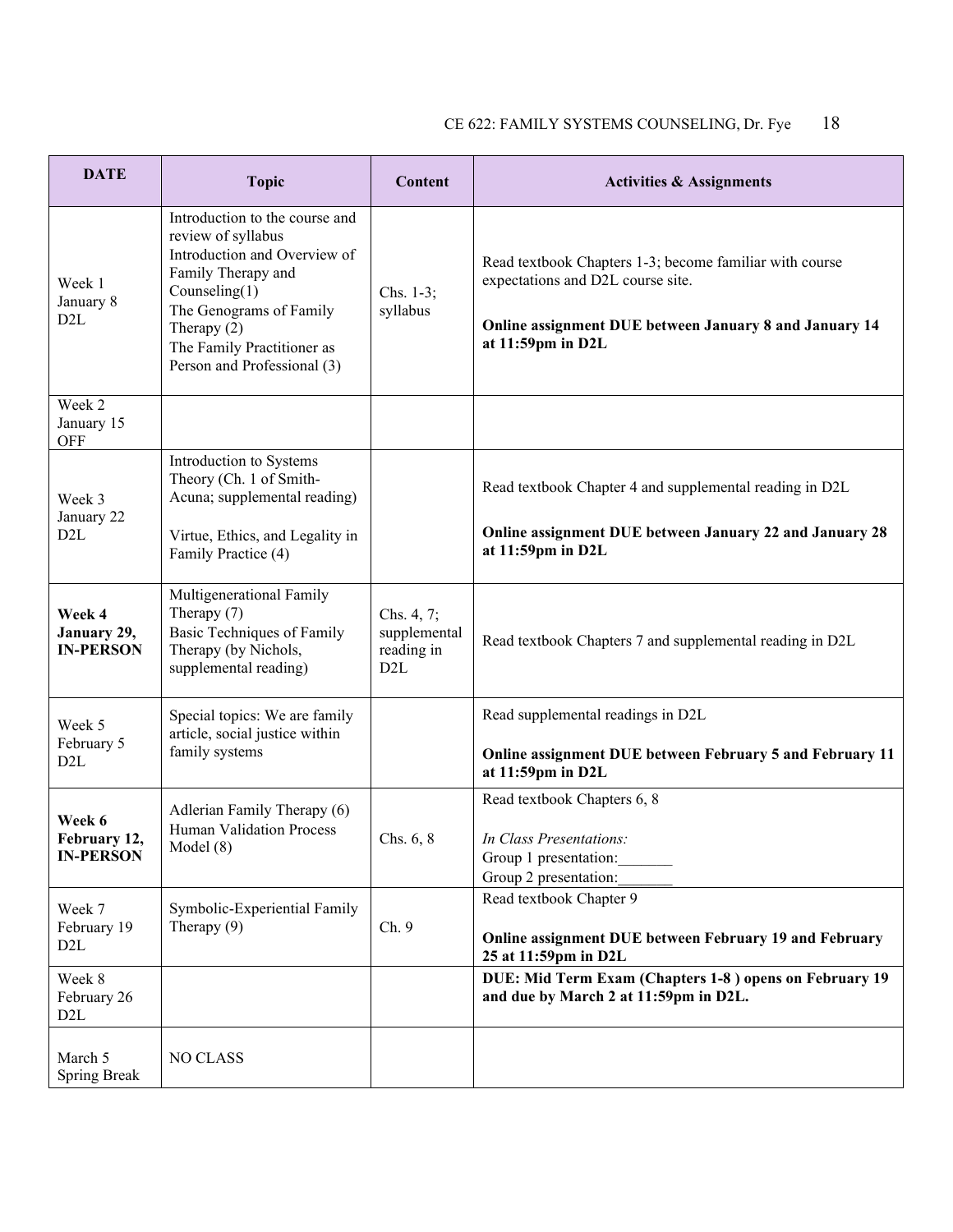| DATE | Topic | Content | Activities & Assignments |
|---|---|---|---|
| Week 1<br>January 8<br>D2L | Introduction to the course and review of syllabus<br>Introduction and Overview of Family Therapy and Counseling(1)<br>The Genograms of Family Therapy (2)<br>The Family Practitioner as Person and Professional (3) | Chs. 1-3; syllabus | Read textbook Chapters 1-3; become familiar with course expectations and D2L course site.<br><br>**Online assignment DUE between January 8 and January 14 at 11:59pm in D2L** |
| Week 2<br>January 15<br>OFF | | | |
| Week 3<br>January 22<br>D2L | Introduction to Systems Theory (Ch. 1 of Smith-Acuna; supplemental reading)<br><br>Virtue, Ethics, and Legality in Family Practice (4) | | Read textbook Chapter 4 and supplemental reading in D2L<br><br>**Online assignment DUE between January 22 and January 28 at 11:59pm in D2L** |
| **Week 4<br>January 29, IN-PERSON** | Multigenerational Family Therapy (7)<br>Basic Techniques of Family Therapy (by Nichols, supplemental reading) | Chs. 4, 7; supplemental reading in D2L | Read textbook Chapters 7 and supplemental reading in D2L |
| Week 5<br>February 5<br>D2L | Special topics: We are family article, social justice within family systems | | Read supplemental readings in D2L<br><br>**Online assignment DUE between February 5 and February 11 at 11:59pm in D2L** |
| **Week 6<br>February 12, IN-PERSON** | Adlerian Family Therapy (6)<br>Human Validation Process Model (8) | Chs. 6, 8 | Read textbook Chapters 6, 8<br><br>*In Class Presentations:*<br>Group 1 presentation:_______<br>Group 2 presentation:_______ |
| Week 7<br>February 19<br>D2L | Symbolic-Experiential Family Therapy (9) | Ch. 9 | Read textbook Chapter 9<br><br>**Online assignment DUE between February 19 and February 25 at 11:59pm in D2L** |
| Week 8<br>February 26<br>D2L | | | **DUE: Mid Term Exam (Chapters 1-8 ) opens on February 19 and due by March 2 at 11:59pm in D2L.** |
| March 5<br>Spring Break | NO CLASS | | |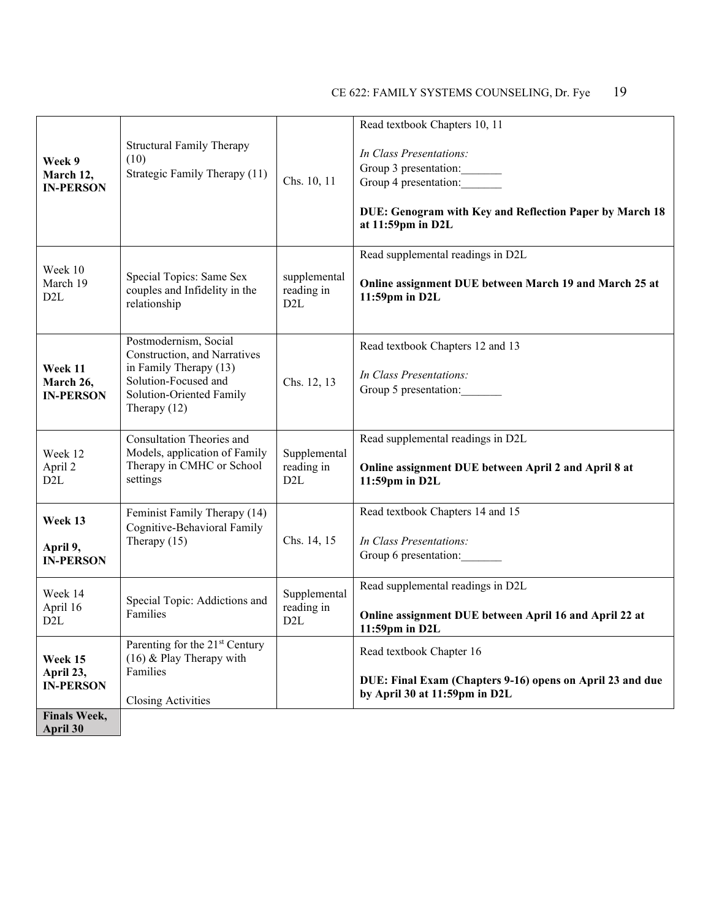| | | | |
|---|---|---|---|
| **Week 9 March 12, IN-PERSON** | Structural Family Therapy (10)<br>Strategic Family Therapy (11) | Chs. 10, 11 | Read textbook Chapters 10, 11<br><br>*In Class Presentations:*<br>Group 3 presentation:_______<br>Group 4 presentation:_______<br><br>**DUE: Genogram with Key and Reflection Paper by March 18 at 11:59pm in D2L** |
| Week 10 March 19 D2L | Special Topics: Same Sex couples and Infidelity in the relationship | supplemental reading in D2L | Read supplemental readings in D2L<br><br>**Online assignment DUE between March 19 and March 25 at 11:59pm in D2L** |
| **Week 11 March 26, IN-PERSON** | Postmodernism, Social Construction, and Narratives in Family Therapy (13)<br>Solution-Focused and Solution-Oriented Family Therapy (12) | Chs. 12, 13 | Read textbook Chapters 12 and 13<br><br>*In Class Presentations:*<br>Group 5 presentation:_______ |
| Week 12 April 2 D2L | Consultation Theories and Models, application of Family Therapy in CMHC or School settings | Supplemental reading in D2L | Read supplemental readings in D2L<br><br>**Online assignment DUE between April 2 and April 8 at 11:59pm in D2L** |
| **Week 13**<br><br>**April 9, IN-PERSON** | Feminist Family Therapy (14)<br>Cognitive-Behavioral Family Therapy (15) | Chs. 14, 15 | Read textbook Chapters 14 and 15<br><br>*In Class Presentations:*<br>Group 6 presentation:_______ |
| Week 14 April 16 D2L | Special Topic: Addictions and Families | Supplemental reading in D2L | Read supplemental readings in D2L<br><br>**Online assignment DUE between April 16 and April 22 at 11:59pm in D2L** |
| **Week 15 April 23, IN-PERSON** | Parenting for the 21st Century (16) & Play Therapy with Families<br><br>Closing Activities | | Read textbook Chapter 16<br><br>**DUE: Final Exam (Chapters 9-16) opens on April 23 and due by April 30 at 11:59pm in D2L** |
| **Finals Week, April 30** | | | |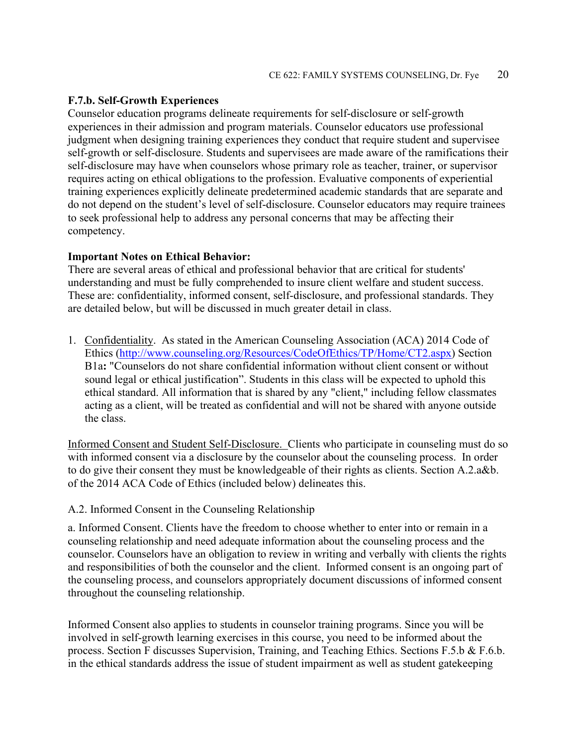**F.7.b. Self-Growth Experiences**
Counselor education programs delineate requirements for self-disclosure or self-growth experiences in their admission and program materials. Counselor educators use professional judgment when designing training experiences they conduct that require student and supervisee self-growth or self-disclosure. Students and supervisees are made aware of the ramifications their self-disclosure may have when counselors whose primary role as teacher, trainer, or supervisor requires acting on ethical obligations to the profession. Evaluative components of experiential training experiences explicitly delineate predetermined academic standards that are separate and do not depend on the student's level of self-disclosure. Counselor educators may require trainees to seek professional help to address any personal concerns that may be affecting their competency.

**Important Notes on Ethical Behavior:**
There are several areas of ethical and professional behavior that are critical for students' understanding and must be fully comprehended to insure client welfare and student success. These are: confidentiality, informed consent, self-disclosure, and professional standards. They are detailed below, but will be discussed in much greater detail in class.

1. Confidentiality. As stated in the American Counseling Association (ACA) 2014 Code of Ethics (http://www.counseling.org/Resources/CodeOfEthics/TP/Home/CT2.aspx) Section B1a**:** "Counselors do not share confidential information without client consent or without sound legal or ethical justification". Students in this class will be expected to uphold this ethical standard. All information that is shared by any "client," including fellow classmates acting as a client, will be treated as confidential and will not be shared with anyone outside the class.

Informed Consent and Student Self-Disclosure. Clients who participate in counseling must do so with informed consent via a disclosure by the counselor about the counseling process. In order to do give their consent they must be knowledgeable of their rights as clients. Section A.2.a&b. of the 2014 ACA Code of Ethics (included below) delineates this.

A.2. Informed Consent in the Counseling Relationship

a. Informed Consent. Clients have the freedom to choose whether to enter into or remain in a counseling relationship and need adequate information about the counseling process and the counselor. Counselors have an obligation to review in writing and verbally with clients the rights and responsibilities of both the counselor and the client. Informed consent is an ongoing part of the counseling process, and counselors appropriately document discussions of informed consent throughout the counseling relationship.

Informed Consent also applies to students in counselor training programs. Since you will be involved in self-growth learning exercises in this course, you need to be informed about the process. Section F discusses Supervision, Training, and Teaching Ethics. Sections F.5.b & F.6.b. in the ethical standards address the issue of student impairment as well as student gatekeeping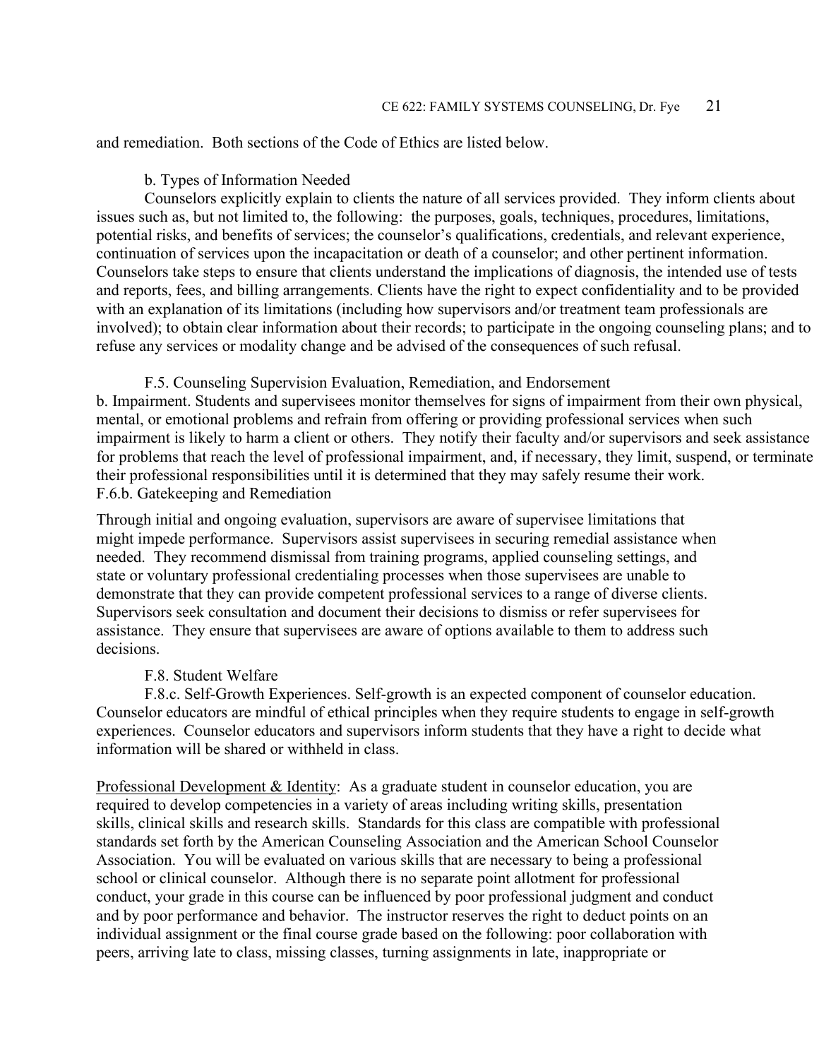and remediation. Both sections of the Code of Ethics are listed below.

b. Types of Information Needed

Counselors explicitly explain to clients the nature of all services provided. They inform clients about issues such as, but not limited to, the following: the purposes, goals, techniques, procedures, limitations, potential risks, and benefits of services; the counselor's qualifications, credentials, and relevant experience, continuation of services upon the incapacitation or death of a counselor; and other pertinent information. Counselors take steps to ensure that clients understand the implications of diagnosis, the intended use of tests and reports, fees, and billing arrangements. Clients have the right to expect confidentiality and to be provided with an explanation of its limitations (including how supervisors and/or treatment team professionals are involved); to obtain clear information about their records; to participate in the ongoing counseling plans; and to refuse any services or modality change and be advised of the consequences of such refusal.

F.5. Counseling Supervision Evaluation, Remediation, and Endorsement

b. Impairment. Students and supervisees monitor themselves for signs of impairment from their own physical, mental, or emotional problems and refrain from offering or providing professional services when such impairment is likely to harm a client or others. They notify their faculty and/or supervisors and seek assistance for problems that reach the level of professional impairment, and, if necessary, they limit, suspend, or terminate their professional responsibilities until it is determined that they may safely resume their work.

F.6.b. Gatekeeping and Remediation

Through initial and ongoing evaluation, supervisors are aware of supervisee limitations that might impede performance. Supervisors assist supervisees in securing remedial assistance when needed. They recommend dismissal from training programs, applied counseling settings, and state or voluntary professional credentialing processes when those supervisees are unable to demonstrate that they can provide competent professional services to a range of diverse clients. Supervisors seek consultation and document their decisions to dismiss or refer supervisees for assistance. They ensure that supervisees are aware of options available to them to address such decisions.

F.8. Student Welfare

F.8.c. Self-Growth Experiences. Self-growth is an expected component of counselor education. Counselor educators are mindful of ethical principles when they require students to engage in self-growth experiences. Counselor educators and supervisors inform students that they have a right to decide what information will be shared or withheld in class.

Professional Development & Identity: As a graduate student in counselor education, you are required to develop competencies in a variety of areas including writing skills, presentation skills, clinical skills and research skills. Standards for this class are compatible with professional standards set forth by the American Counseling Association and the American School Counselor Association. You will be evaluated on various skills that are necessary to being a professional school or clinical counselor. Although there is no separate point allotment for professional conduct, your grade in this course can be influenced by poor professional judgment and conduct and by poor performance and behavior. The instructor reserves the right to deduct points on an individual assignment or the final course grade based on the following: poor collaboration with peers, arriving late to class, missing classes, turning assignments in late, inappropriate or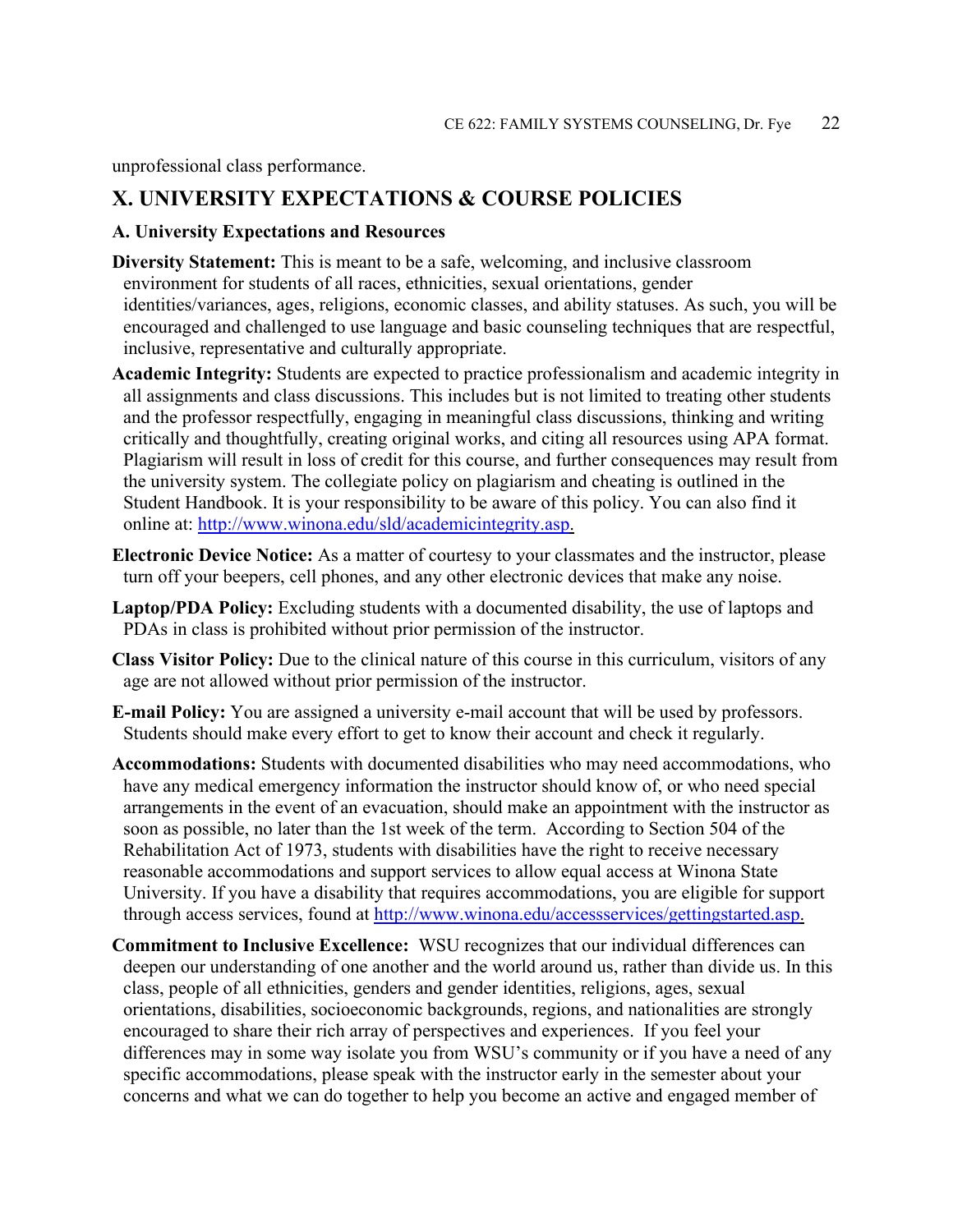unprofessional class performance.

## X. UNIVERSITY EXPECTATIONS & COURSE POLICIES

### A. University Expectations and Resources

**Diversity Statement:** This is meant to be a safe, welcoming, and inclusive classroom environment for students of all races, ethnicities, sexual orientations, gender identities/variances, ages, religions, economic classes, and ability statuses. As such, you will be encouraged and challenged to use language and basic counseling techniques that are respectful, inclusive, representative and culturally appropriate.

**Academic Integrity:** Students are expected to practice professionalism and academic integrity in all assignments and class discussions. This includes but is not limited to treating other students and the professor respectfully, engaging in meaningful class discussions, thinking and writing critically and thoughtfully, creating original works, and citing all resources using APA format. Plagiarism will result in loss of credit for this course, and further consequences may result from the university system. The collegiate policy on plagiarism and cheating is outlined in the Student Handbook. It is your responsibility to be aware of this policy. You can also find it online at: http://www.winona.edu/sld/academicintegrity.asp.

**Electronic Device Notice:** As a matter of courtesy to your classmates and the instructor, please turn off your beepers, cell phones, and any other electronic devices that make any noise.

**Laptop/PDA Policy:** Excluding students with a documented disability, the use of laptops and PDAs in class is prohibited without prior permission of the instructor.

**Class Visitor Policy:** Due to the clinical nature of this course in this curriculum, visitors of any age are not allowed without prior permission of the instructor.

**E-mail Policy:** You are assigned a university e-mail account that will be used by professors. Students should make every effort to get to know their account and check it regularly.

**Accommodations:** Students with documented disabilities who may need accommodations, who have any medical emergency information the instructor should know of, or who need special arrangements in the event of an evacuation, should make an appointment with the instructor as soon as possible, no later than the 1st week of the term. According to Section 504 of the Rehabilitation Act of 1973, students with disabilities have the right to receive necessary reasonable accommodations and support services to allow equal access at Winona State University. If you have a disability that requires accommodations, you are eligible for support through access services, found at http://www.winona.edu/accessservices/gettingstarted.asp.

**Commitment to Inclusive Excellence:** WSU recognizes that our individual differences can deepen our understanding of one another and the world around us, rather than divide us. In this class, people of all ethnicities, genders and gender identities, religions, ages, sexual orientations, disabilities, socioeconomic backgrounds, regions, and nationalities are strongly encouraged to share their rich array of perspectives and experiences. If you feel your differences may in some way isolate you from WSU's community or if you have a need of any specific accommodations, please speak with the instructor early in the semester about your concerns and what we can do together to help you become an active and engaged member of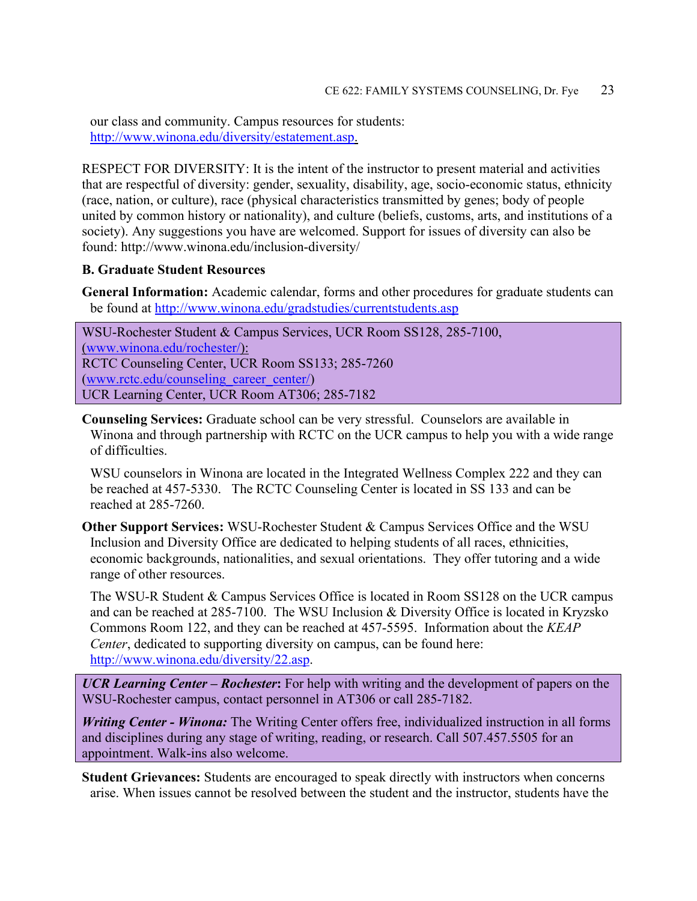our class and community. Campus resources for students: [http://www.winona.edu/diversity/estatement.asp.](http://www.winona.edu/diversity/estatement.asp)

RESPECT FOR DIVERSITY: It is the intent of the instructor to present material and activities that are respectful of diversity: gender, sexuality, disability, age, socio-economic status, ethnicity (race, nation, or culture), race (physical characteristics transmitted by genes; body of people united by common history or nationality), and culture (beliefs, customs, arts, and institutions of a society). Any suggestions you have are welcomed. Support for issues of diversity can also be found: http://www.winona.edu/inclusion-diversity/

**B. Graduate Student Resources**

**General Information:** Academic calendar, forms and other procedures for graduate students can be found at [http://www.winona.edu/gradstudies/currentstudents.asp](http://www.winona.edu/gradstudies/currentstudents.asp)

WSU-Rochester Student & Campus Services, UCR Room SS128, 285-7100, ([www.winona.edu/rochester/](http://www.winona.edu/rochester/)):
RCTC Counseling Center, UCR Room SS133; 285-7260 ([www.rctc.edu/counseling_career_center/](http://www.rctc.edu/counseling_career_center/))
UCR Learning Center, UCR Room AT306; 285-7182

**Counseling Services:** Graduate school can be very stressful. Counselors are available in Winona and through partnership with RCTC on the UCR campus to help you with a wide range of difficulties.

WSU counselors in Winona are located in the Integrated Wellness Complex 222 and they can be reached at 457-5330. The RCTC Counseling Center is located in SS 133 and can be reached at 285-7260.

**Other Support Services:** WSU-Rochester Student & Campus Services Office and the WSU Inclusion and Diversity Office are dedicated to helping students of all races, ethnicities, economic backgrounds, nationalities, and sexual orientations. They offer tutoring and a wide range of other resources.

The WSU-R Student & Campus Services Office is located in Room SS128 on the UCR campus and can be reached at 285-7100. The WSU Inclusion & Diversity Office is located in Kryzsko Commons Room 122, and they can be reached at 457-5595. Information about the *KEAP Center*, dedicated to supporting diversity on campus, can be found here: [http://www.winona.edu/diversity/22.asp](http://www.winona.edu/diversity/22.asp).

***UCR Learning Center – Rochester*:** For help with writing and the development of papers on the WSU-Rochester campus, contact personnel in AT306 or call 285-7182.

***Writing Center - Winona:*** The Writing Center offers free, individualized instruction in all forms and disciplines during any stage of writing, reading, or research. Call 507.457.5505 for an appointment. Walk-ins also welcome.

**Student Grievances:** Students are encouraged to speak directly with instructors when concerns arise. When issues cannot be resolved between the student and the instructor, students have the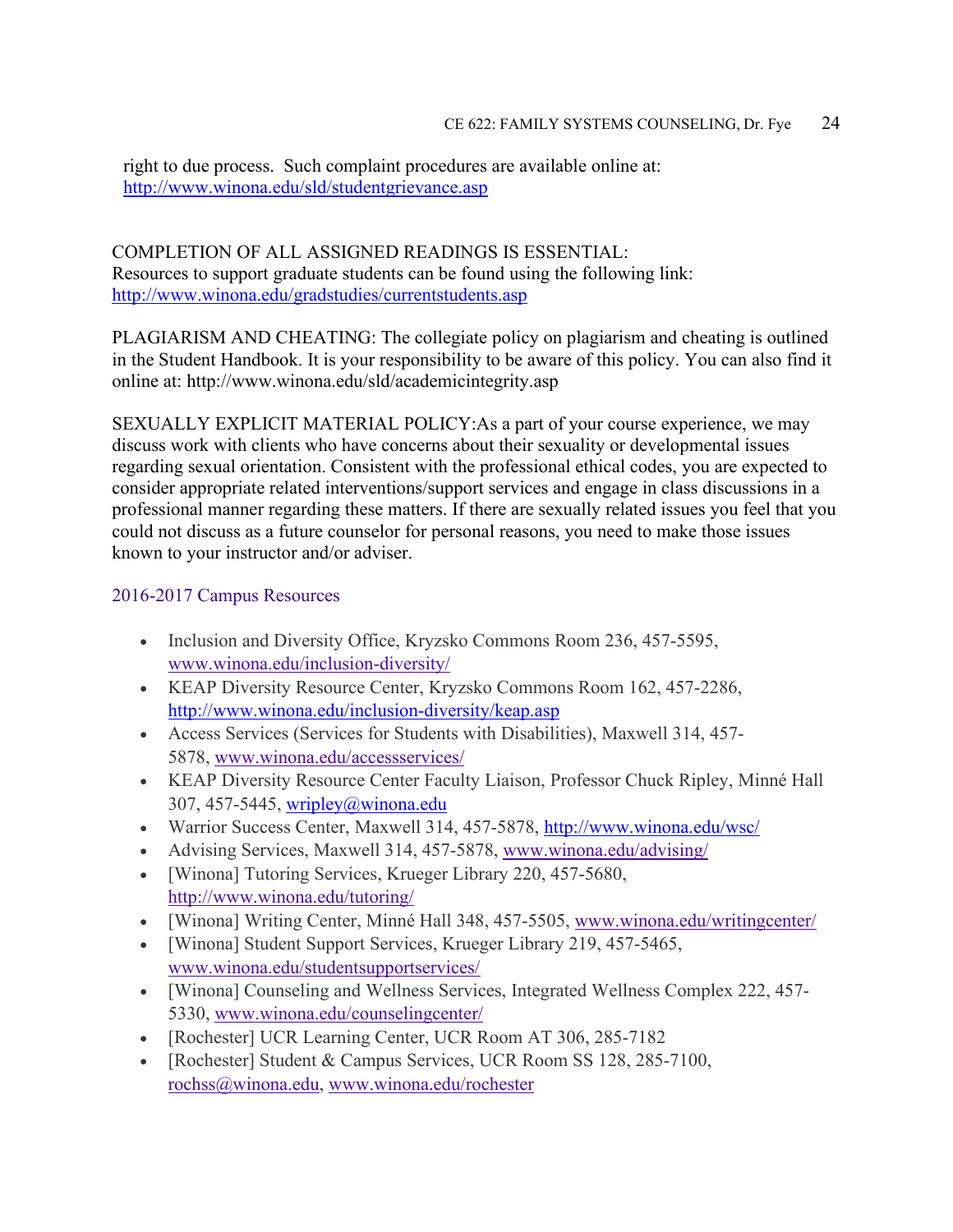right to due process. Such complaint procedures are available online at: http://www.winona.edu/sld/studentgrievance.asp

COMPLETION OF ALL ASSIGNED READINGS IS ESSENTIAL:
Resources to support graduate students can be found using the following link: http://www.winona.edu/gradstudies/currentstudents.asp

PLAGIARISM AND CHEATING: The collegiate policy on plagiarism and cheating is outlined in the Student Handbook. It is your responsibility to be aware of this policy. You can also find it online at: http://www.winona.edu/sld/academicintegrity.asp

SEXUALLY EXPLICIT MATERIAL POLICY:As a part of your course experience, we may discuss work with clients who have concerns about their sexuality or developmental issues regarding sexual orientation. Consistent with the professional ethical codes, you are expected to consider appropriate related interventions/support services and engage in class discussions in a professional manner regarding these matters. If there are sexually related issues you feel that you could not discuss as a future counselor for personal reasons, you need to make those issues known to your instructor and/or adviser.

## 2016-2017 Campus Resources

- Inclusion and Diversity Office, Kryzsko Commons Room 236, 457-5595, www.winona.edu/inclusion-diversity/
- KEAP Diversity Resource Center, Kryzsko Commons Room 162, 457-2286, http://www.winona.edu/inclusion-diversity/keap.asp
- Access Services (Services for Students with Disabilities), Maxwell 314, 457-5878, www.winona.edu/accessservices/
- KEAP Diversity Resource Center Faculty Liaison, Professor Chuck Ripley, Minné Hall 307, 457-5445, wripley@winona.edu
- Warrior Success Center, Maxwell 314, 457-5878, http://www.winona.edu/wsc/
- Advising Services, Maxwell 314, 457-5878, www.winona.edu/advising/
- [Winona] Tutoring Services, Krueger Library 220, 457-5680, http://www.winona.edu/tutoring/
- [Winona] Writing Center, Minné Hall 348, 457-5505, www.winona.edu/writingcenter/
- [Winona] Student Support Services, Krueger Library 219, 457-5465, www.winona.edu/studentsupportservices/
- [Winona] Counseling and Wellness Services, Integrated Wellness Complex 222, 457-5330, www.winona.edu/counselingcenter/
- [Rochester] UCR Learning Center, UCR Room AT 306, 285-7182
- [Rochester] Student & Campus Services, UCR Room SS 128, 285-7100, rochss@winona.edu, www.winona.edu/rochester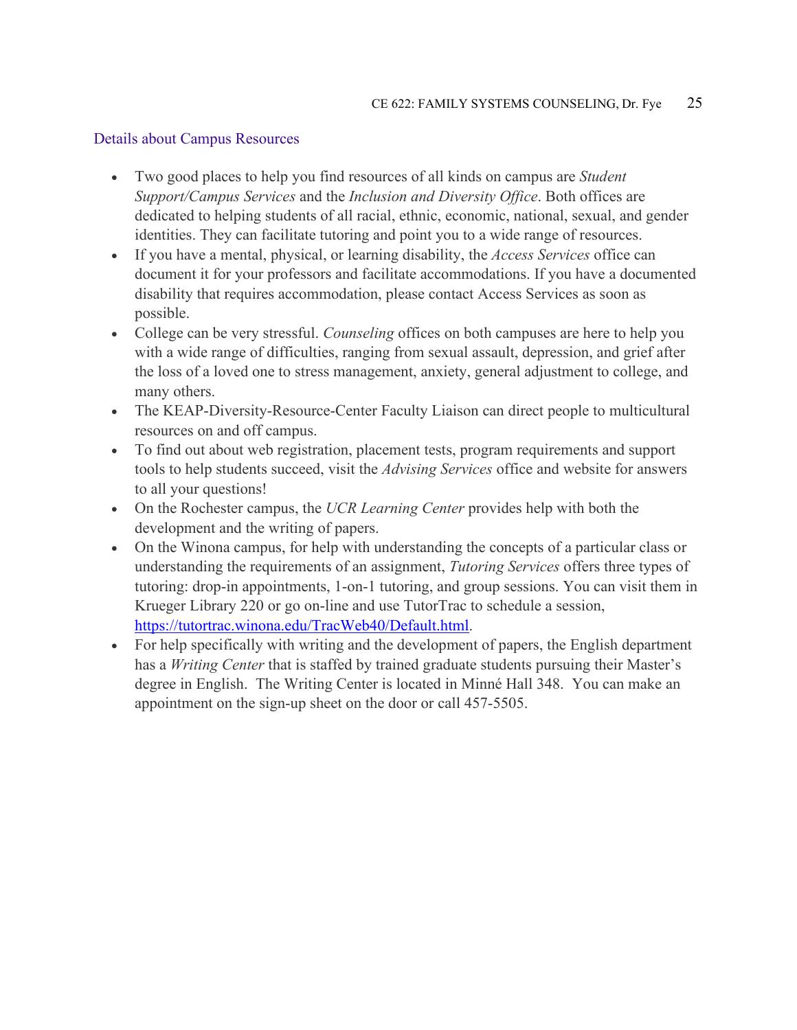## Details about Campus Resources

- Two good places to help you find resources of all kinds on campus are *Student Support/Campus Services* and the *Inclusion and Diversity Office*. Both offices are dedicated to helping students of all racial, ethnic, economic, national, sexual, and gender identities. They can facilitate tutoring and point you to a wide range of resources.
- If you have a mental, physical, or learning disability, the *Access Services* office can document it for your professors and facilitate accommodations. If you have a documented disability that requires accommodation, please contact Access Services as soon as possible.
- College can be very stressful. *Counseling* offices on both campuses are here to help you with a wide range of difficulties, ranging from sexual assault, depression, and grief after the loss of a loved one to stress management, anxiety, general adjustment to college, and many others.
- The KEAP-Diversity-Resource-Center Faculty Liaison can direct people to multicultural resources on and off campus.
- To find out about web registration, placement tests, program requirements and support tools to help students succeed, visit the *Advising Services* office and website for answers to all your questions!
- On the Rochester campus, the *UCR Learning Center* provides help with both the development and the writing of papers.
- On the Winona campus, for help with understanding the concepts of a particular class or understanding the requirements of an assignment, *Tutoring Services* offers three types of tutoring: drop-in appointments, 1-on-1 tutoring, and group sessions. You can visit them in Krueger Library 220 or go on-line and use TutorTrac to schedule a session, https://tutortrac.winona.edu/TracWeb40/Default.html.
- For help specifically with writing and the development of papers, the English department has a *Writing Center* that is staffed by trained graduate students pursuing their Master's degree in English. The Writing Center is located in Minné Hall 348. You can make an appointment on the sign-up sheet on the door or call 457-5505.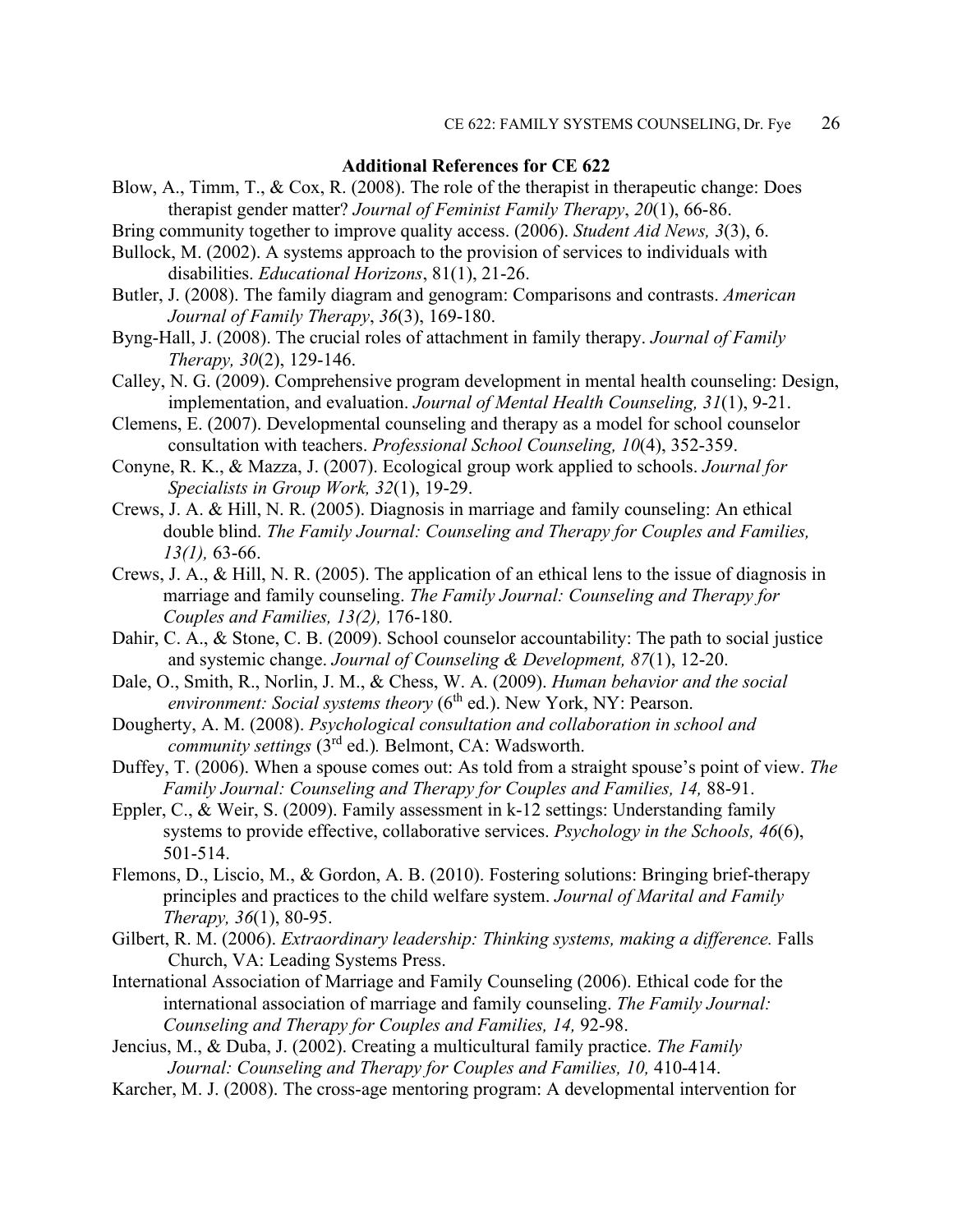**Additional References for CE 622**

Blow, A., Timm, T., & Cox, R. (2008). The role of the therapist in therapeutic change: Does therapist gender matter? *Journal of Feminist Family Therapy*, *20*(1), 66-86.

Bring community together to improve quality access. (2006). *Student Aid News, 3*(3), 6.

Bullock, M. (2002). A systems approach to the provision of services to individuals with disabilities. *Educational Horizons*, 81(1), 21-26.

Butler, J. (2008). The family diagram and genogram: Comparisons and contrasts. *American Journal of Family Therapy*, *36*(3), 169-180.

Byng-Hall, J. (2008). The crucial roles of attachment in family therapy. *Journal of Family Therapy, 30*(2), 129-146.

Calley, N. G. (2009). Comprehensive program development in mental health counseling: Design, implementation, and evaluation. *Journal of Mental Health Counseling, 31*(1), 9-21.

Clemens, E. (2007). Developmental counseling and therapy as a model for school counselor consultation with teachers. *Professional School Counseling, 10*(4), 352-359.

Conyne, R. K., & Mazza, J. (2007). Ecological group work applied to schools. *Journal for Specialists in Group Work, 32*(1), 19-29.

Crews, J. A. & Hill, N. R. (2005). Diagnosis in marriage and family counseling: An ethical double blind. *The Family Journal: Counseling and Therapy for Couples and Families, 13(1),* 63-66.

Crews, J. A., & Hill, N. R. (2005). The application of an ethical lens to the issue of diagnosis in marriage and family counseling. *The Family Journal: Counseling and Therapy for Couples and Families, 13(2),* 176-180.

Dahir, C. A., & Stone, C. B. (2009). School counselor accountability: The path to social justice and systemic change. *Journal of Counseling & Development, 87*(1), 12-20.

Dale, O., Smith, R., Norlin, J. M., & Chess, W. A. (2009). *Human behavior and the social environment: Social systems theory* (6th ed.). New York, NY: Pearson.

Dougherty, A. M. (2008). *Psychological consultation and collaboration in school and community settings* (3rd ed.)*.* Belmont, CA: Wadsworth.

Duffey, T. (2006). When a spouse comes out: As told from a straight spouse's point of view. *The Family Journal: Counseling and Therapy for Couples and Families, 14,* 88-91.

Eppler, C., & Weir, S. (2009). Family assessment in k-12 settings: Understanding family systems to provide effective, collaborative services. *Psychology in the Schools, 46*(6), 501-514.

Flemons, D., Liscio, M., & Gordon, A. B. (2010). Fostering solutions: Bringing brief-therapy principles and practices to the child welfare system. *Journal of Marital and Family Therapy, 36*(1), 80-95.

Gilbert, R. M. (2006). *Extraordinary leadership: Thinking systems, making a difference.* Falls Church, VA: Leading Systems Press.

International Association of Marriage and Family Counseling (2006). Ethical code for the international association of marriage and family counseling. *The Family Journal: Counseling and Therapy for Couples and Families, 14,* 92-98.

Jencius, M., & Duba, J. (2002). Creating a multicultural family practice. *The Family Journal: Counseling and Therapy for Couples and Families, 10,* 410-414.

Karcher, M. J. (2008). The cross-age mentoring program: A developmental intervention for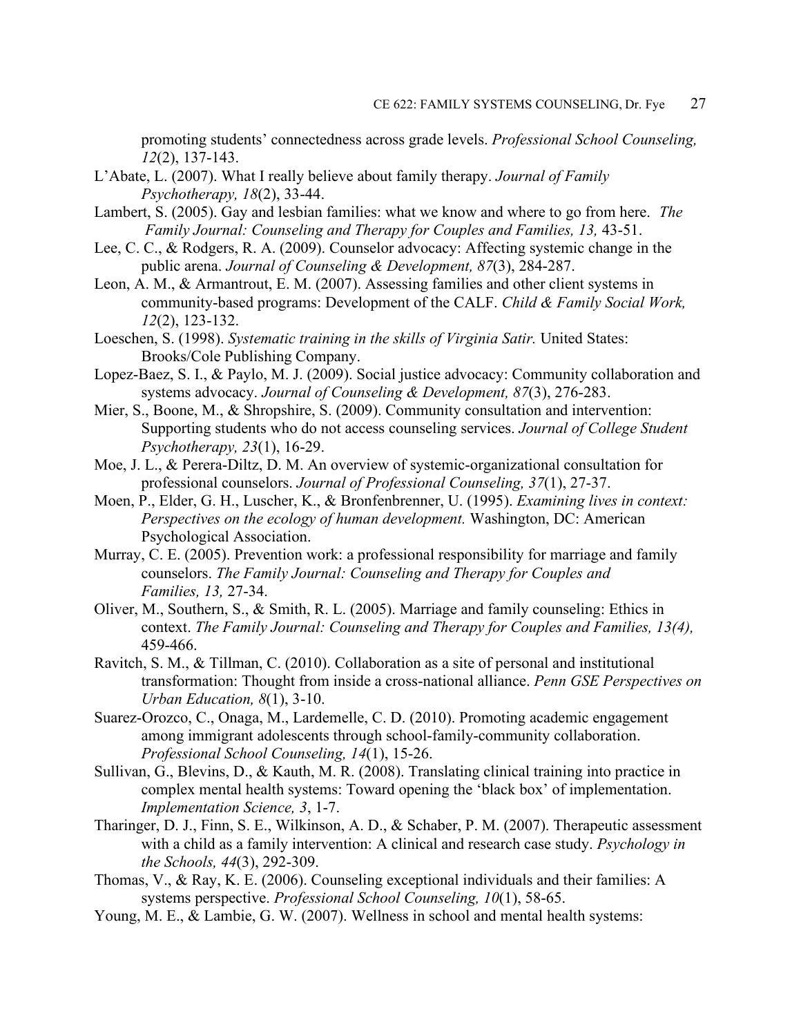promoting students' connectedness across grade levels. *Professional School Counseling, 12*(2), 137-143.

L'Abate, L. (2007). What I really believe about family therapy. *Journal of Family Psychotherapy, 18*(2), 33-44.

Lambert, S. (2005). Gay and lesbian families: what we know and where to go from here. *The Family Journal: Counseling and Therapy for Couples and Families, 13,* 43-51.

Lee, C. C., & Rodgers, R. A. (2009). Counselor advocacy: Affecting systemic change in the public arena. *Journal of Counseling & Development, 87*(3), 284-287.

Leon, A. M., & Armantrout, E. M. (2007). Assessing families and other client systems in community-based programs: Development of the CALF. *Child & Family Social Work, 12*(2), 123-132.

Loeschen, S. (1998). *Systematic training in the skills of Virginia Satir.* United States: Brooks/Cole Publishing Company.

Lopez-Baez, S. I., & Paylo, M. J. (2009). Social justice advocacy: Community collaboration and systems advocacy. *Journal of Counseling & Development, 87*(3), 276-283.

Mier, S., Boone, M., & Shropshire, S. (2009). Community consultation and intervention: Supporting students who do not access counseling services. *Journal of College Student Psychotherapy, 23*(1), 16-29.

Moe, J. L., & Perera-Diltz, D. M. An overview of systemic-organizational consultation for professional counselors. *Journal of Professional Counseling, 37*(1), 27-37.

Moen, P., Elder, G. H., Luscher, K., & Bronfenbrenner, U. (1995). *Examining lives in context: Perspectives on the ecology of human development.* Washington, DC: American Psychological Association.

Murray, C. E. (2005). Prevention work: a professional responsibility for marriage and family counselors. *The Family Journal: Counseling and Therapy for Couples and Families, 13,* 27-34.

Oliver, M., Southern, S., & Smith, R. L. (2005). Marriage and family counseling: Ethics in context. *The Family Journal: Counseling and Therapy for Couples and Families, 13(4),* 459-466.

Ravitch, S. M., & Tillman, C. (2010). Collaboration as a site of personal and institutional transformation: Thought from inside a cross-national alliance. *Penn GSE Perspectives on Urban Education, 8*(1), 3-10.

Suarez-Orozco, C., Onaga, M., Lardemelle, C. D. (2010). Promoting academic engagement among immigrant adolescents through school-family-community collaboration. *Professional School Counseling, 14*(1), 15-26.

Sullivan, G., Blevins, D., & Kauth, M. R. (2008). Translating clinical training into practice in complex mental health systems: Toward opening the 'black box' of implementation. *Implementation Science, 3*, 1-7.

Tharinger, D. J., Finn, S. E., Wilkinson, A. D., & Schaber, P. M. (2007). Therapeutic assessment with a child as a family intervention: A clinical and research case study. *Psychology in the Schools, 44*(3), 292-309.

Thomas, V., & Ray, K. E. (2006). Counseling exceptional individuals and their families: A systems perspective. *Professional School Counseling, 10*(1), 58-65.

Young, M. E., & Lambie, G. W. (2007). Wellness in school and mental health systems: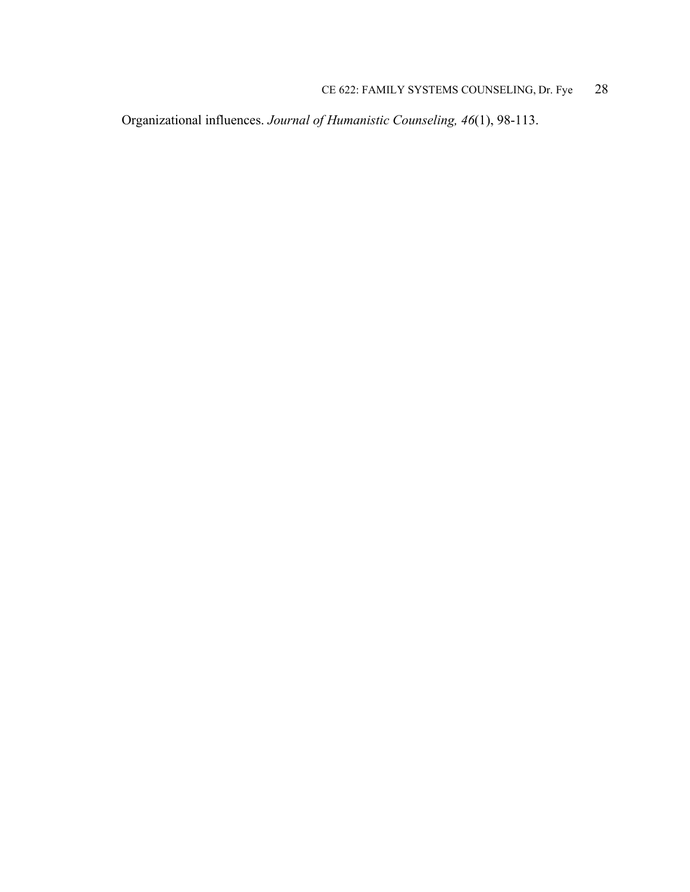Organizational influences. *Journal of Humanistic Counseling, 46*(1), 98-113.